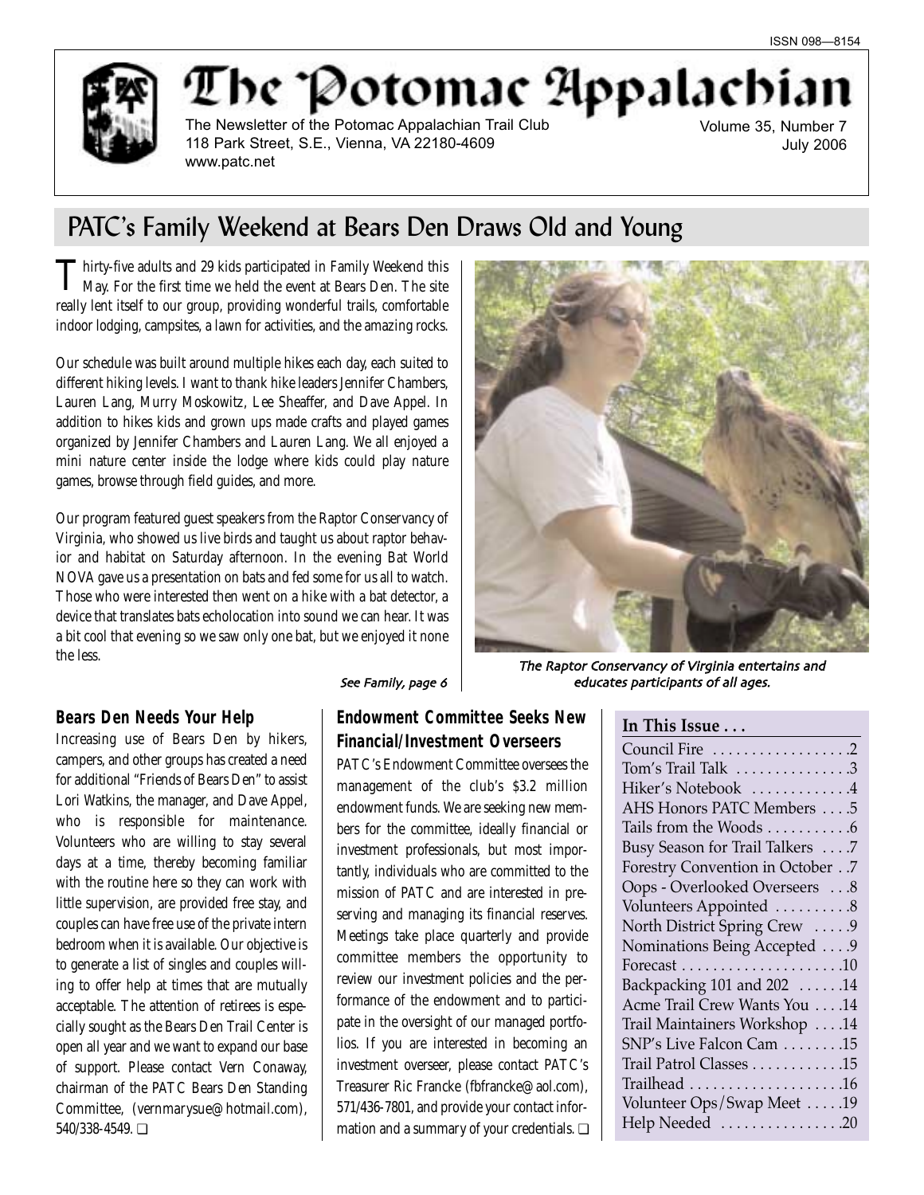ISSN 098—8154

# The Potomac Appalachian

The Newsletter of the Potomac Appalachian Trail Club
118 Park Street, S.E., Vienna, VA 22180-4609
www.patc.net

Volume 35, Number 7
July 2006

## PATC's Family Weekend at Bears Den Draws Old and Young

Thirty-five adults and 29 kids participated in Family Weekend this May. For the first time we held the event at Bears Den. The site really lent itself to our group, providing wonderful trails, comfortable indoor lodging, campsites, a lawn for activities, and the amazing rocks.

Our schedule was built around multiple hikes each day, each suited to different hiking levels. I want to thank hike leaders Jennifer Chambers, Lauren Lang, Murry Moskowitz, Lee Sheaffer, and Dave Appel. In addition to hikes kids and grown ups made crafts and played games organized by Jennifer Chambers and Lauren Lang. We all enjoyed a mini nature center inside the lodge where kids could play nature games, browse through field guides, and more.

Our program featured guest speakers from the Raptor Conservancy of Virginia, who showed us live birds and taught us about raptor behavior and habitat on Saturday afternoon. In the evening Bat World NOVA gave us a presentation on bats and fed some for us all to watch. Those who were interested then went on a hike with a bat detector, a device that translates bats echolocation into sound we can hear. It was a bit cool that evening so we saw only one bat, but we enjoyed it none the less.

*See Family, page 6*

*The Raptor Conservancy of Virginia entertains and educates participants of all ages.*

### Bears Den Needs Your Help

Increasing use of Bears Den by hikers, campers, and other groups has created a need for additional "Friends of Bears Den" to assist Lori Watkins, the manager, and Dave Appel, who is responsible for maintenance. Volunteers who are willing to stay several days at a time, thereby becoming familiar with the routine here so they can work with little supervision, are provided free stay, and couples can have free use of the private intern bedroom when it is available. Our objective is to generate a list of singles and couples willing to offer help at times that are mutually acceptable. The attention of retirees is especially sought as the Bears Den Trail Center is open all year and we want to expand our base of support. Please contact Vern Conaway, chairman of the PATC Bears Den Standing Committee, (vernmarysue@hotmail.com), 540/338-4549. ❑

### Endowment Committee Seeks New Financial/Investment Overseers

PATC's Endowment Committee oversees the management of the club's $3.2 million endowment funds. We are seeking new members for the committee, ideally financial or investment professionals, but most importantly, individuals who are committed to the mission of PATC and are interested in preserving and managing its financial reserves. Meetings take place quarterly and provide committee members the opportunity to review our investment policies and the performance of the endowment and to participate in the oversight of our managed portfolios. If you are interested in becoming an investment overseer, please contact PATC's Treasurer Ric Francke (fbfrancke@aol.com), 571/436-7801, and provide your contact information and a summary of your credentials. ❑

### In This Issue . . .

| | |
|---|---|
| Council Fire | 2 |
| Tom's Trail Talk | 3 |
| Hiker's Notebook | 4 |
| AHS Honors PATC Members | 5 |
| Tails from the Woods | 6 |
| Busy Season for Trail Talkers | 7 |
| Forestry Convention in October | 7 |
| Oops - Overlooked Overseers | 8 |
| Volunteers Appointed | 8 |
| North District Spring Crew | 9 |
| Nominations Being Accepted | 9 |
| Forecast | 10 |
| Backpacking 101 and 202 | 14 |
| Acme Trail Crew Wants You | 14 |
| Trail Maintainers Workshop | 14 |
| SNP's Live Falcon Cam | 15 |
| Trail Patrol Classes | 15 |
| Trailhead | 16 |
| Volunteer Ops/Swap Meet | 19 |
| Help Needed | 20 |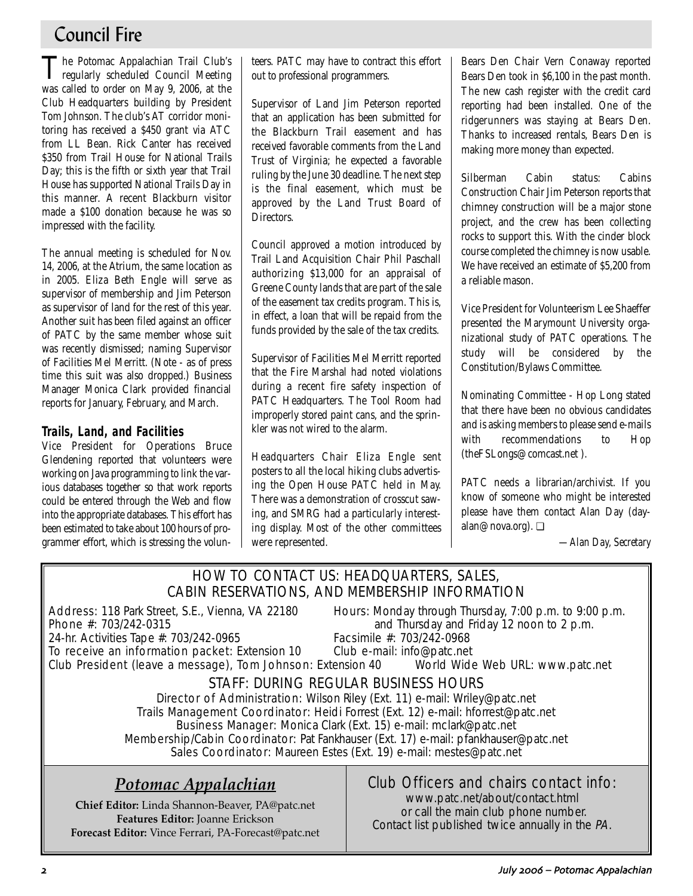# Council Fire

The Potomac Appalachian Trail Club's regularly scheduled Council Meeting was called to order on May 9, 2006, at the Club Headquarters building by President Tom Johnson. The club's AT corridor monitoring has received a $450 grant via ATC from LL Bean. Rick Canter has received $350 from Trail House for National Trails Day; this is the fifth or sixth year that Trail House has supported National Trails Day in this manner. A recent Blackburn visitor made a $100 donation because he was so impressed with the facility.

The annual meeting is scheduled for Nov. 14, 2006, at the Atrium, the same location as in 2005. Eliza Beth Engle will serve as supervisor of membership and Jim Peterson as supervisor of land for the rest of this year. Another suit has been filed against an officer of PATC by the same member whose suit was recently dismissed; naming Supervisor of Facilities Mel Merritt. (Note - as of press time this suit was also dropped.) Business Manager Monica Clark provided financial reports for January, February, and March.

### Trails, Land, and Facilities

Vice President for Operations Bruce Glendening reported that volunteers were working on Java programming to link the various databases together so that work reports could be entered through the Web and flow into the appropriate databases. This effort has been estimated to take about 100 hours of programmer effort, which is stressing the volunteers. PATC may have to contract this effort out to professional programmers.

Supervisor of Land Jim Peterson reported that an application has been submitted for the Blackburn Trail easement and has received favorable comments from the Land Trust of Virginia; he expected a favorable ruling by the June 30 deadline. The next step is the final easement, which must be approved by the Land Trust Board of Directors.

Council approved a motion introduced by Trail Land Acquisition Chair Phil Paschall authorizing $13,000 for an appraisal of Greene County lands that are part of the sale of the easement tax credits program. This is, in effect, a loan that will be repaid from the funds provided by the sale of the tax credits.

Supervisor of Facilities Mel Merritt reported that the Fire Marshal had noted violations during a recent fire safety inspection of PATC Headquarters. The Tool Room had improperly stored paint cans, and the sprinkler was not wired to the alarm.

Headquarters Chair Eliza Engle sent posters to all the local hiking clubs advertising the Open House PATC held in May. There was a demonstration of crosscut sawing, and SMRG had a particularly interesting display. Most of the other committees were represented.

Bears Den Chair Vern Conaway reported Bears Den took in $6,100 in the past month. The new cash register with the credit card reporting had been installed. One of the ridgerunners was staying at Bears Den. Thanks to increased rentals, Bears Den is making more money than expected.

Silberman Cabin status: Cabins Construction Chair Jim Peterson reports that chimney construction will be a major stone project, and the crew has been collecting rocks to support this. With the cinder block course completed the chimney is now usable. We have received an estimate of $5,200 from a reliable mason.

Vice President for Volunteerism Lee Shaeffer presented the Marymount University organizational study of PATC operations. The study will be considered by the Constitution/Bylaws Committee.

Nominating Committee - Hop Long stated that there have been no obvious candidates and is asking members to please send e-mails with recommendations to Hop (theFSLongs@comcast.net ).

PATC needs a librarian/archivist. If you know of someone who might be interested please have them contact Alan Day (dayalan@nova.org). ❑

—Alan Day, Secretary

## HOW TO CONTACT US: HEADQUARTERS, SALES, CABIN RESERVATIONS, AND MEMBERSHIP INFORMATION

Address: 118 Park Street, S.E., Vienna, VA 22180
Phone #: 703/242-0315
24-hr. Activities Tape #: 703/242-0965
To receive an information packet: Extension 10
Club President (leave a message), Tom Johnson: Extension 40
Hours: Monday through Thursday, 7:00 p.m. to 9:00 p.m. and Thursday and Friday 12 noon to 2 p.m.
Facsimile #: 703/242-0968
Club e-mail: info@patc.net
World Wide Web URL: www.patc.net

### STAFF: DURING REGULAR BUSINESS HOURS

Director of Administration: Wilson Riley (Ext. 11) e-mail: Wriley@patc.net
Trails Management Coordinator: Heidi Forrest (Ext. 12) e-mail: hforrest@patc.net
Business Manager: Monica Clark (Ext. 15) e-mail: mclark@patc.net
Membership/Cabin Coordinator: Pat Fankhauser (Ext. 17) e-mail: pfankhauser@patc.net
Sales Coordinator: Maureen Estes (Ext. 19) e-mail: mestes@patc.net

## *Potomac Appalachian*

**Chief Editor:** Linda Shannon-Beaver, PA@patc.net
**Features Editor:** Joanne Erickson
**Forecast Editor:** Vince Ferrari, PA-Forecast@patc.net

### Club Officers and chairs contact info:

www.patc.net/about/contact.html
or call the main club phone number.
Contact list published twice annually in the *PA*.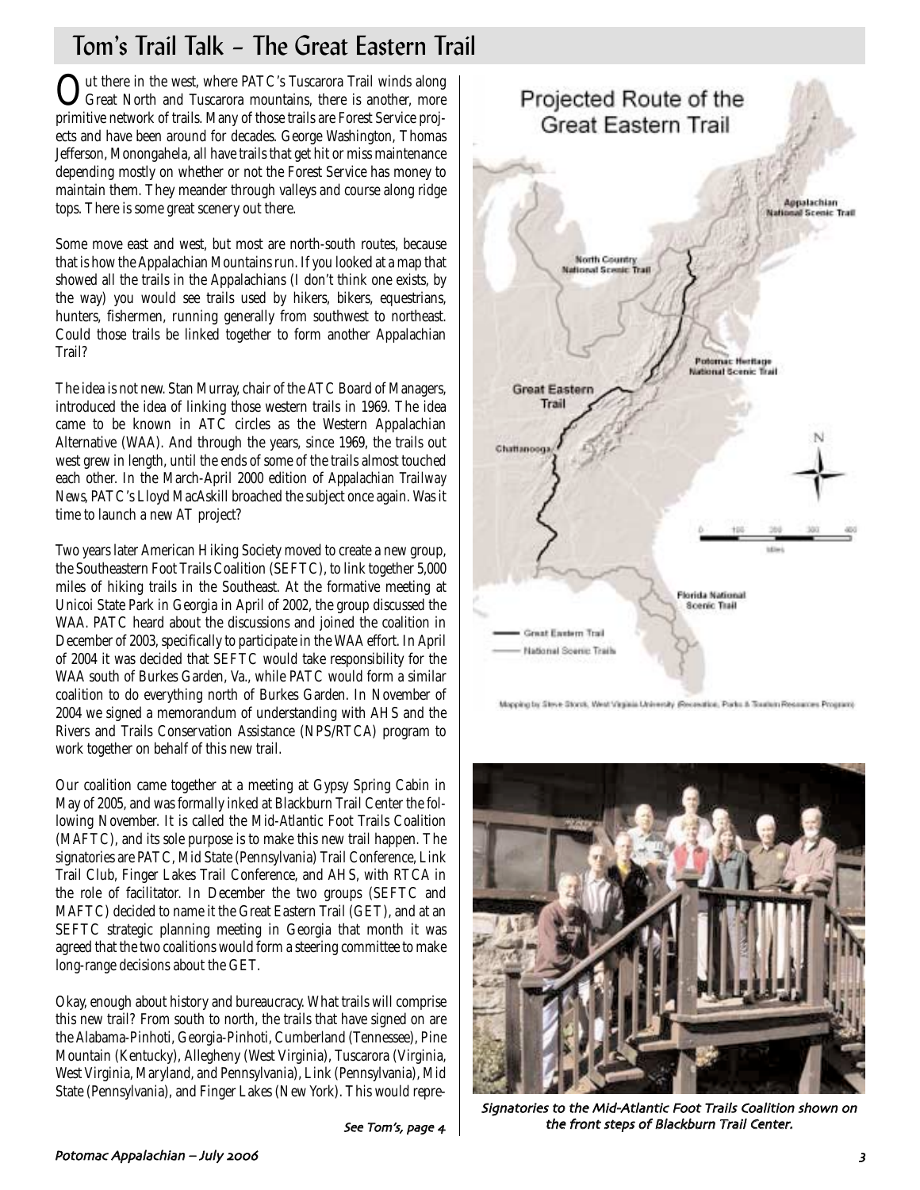## Tom's Trail Talk – The Great Eastern Trail

Out there in the west, where PATC's Tuscarora Trail winds along Great North and Tuscarora mountains, there is another, more primitive network of trails. Many of those trails are Forest Service projects and have been around for decades. George Washington, Thomas Jefferson, Monongahela, all have trails that get hit or miss maintenance depending mostly on whether or not the Forest Service has money to maintain them. They meander through valleys and course along ridge tops. There is some great scenery out there.

Some move east and west, but most are north-south routes, because that is how the Appalachian Mountains run. If you looked at a map that showed all the trails in the Appalachians (I don't think one exists, by the way) you would see trails used by hikers, bikers, equestrians, hunters, fishermen, running generally from southwest to northeast. Could those trails be linked together to form another Appalachian Trail?

The idea is not new. Stan Murray, chair of the ATC Board of Managers, introduced the idea of linking those western trails in 1969. The idea came to be known in ATC circles as the Western Appalachian Alternative (WAA). And through the years, since 1969, the trails out west grew in length, until the ends of some of the trails almost touched each other. In the March-April 2000 edition of *Appalachian Trailway News*, PATC's Lloyd MacAskill broached the subject once again. Was it time to launch a new AT project?

Two years later American Hiking Society moved to create a new group, the Southeastern Foot Trails Coalition (SEFTC), to link together 5,000 miles of hiking trails in the Southeast. At the formative meeting at Unicoi State Park in Georgia in April of 2002, the group discussed the WAA. PATC heard about the discussions and joined the coalition in December of 2003, specifically to participate in the WAA effort. In April of 2004 it was decided that SEFTC would take responsibility for the WAA south of Burkes Garden, Va., while PATC would form a similar coalition to do everything north of Burkes Garden. In November of 2004 we signed a memorandum of understanding with AHS and the Rivers and Trails Conservation Assistance (NPS/RTCA) program to work together on behalf of this new trail.

Our coalition came together at a meeting at Gypsy Spring Cabin in May of 2005, and was formally inked at Blackburn Trail Center the following November. It is called the Mid-Atlantic Foot Trails Coalition (MAFTC), and its sole purpose is to make this new trail happen. The signatories are PATC, Mid State (Pennsylvania) Trail Conference, Link Trail Club, Finger Lakes Trail Conference, and AHS, with RTCA in the role of facilitator. In December the two groups (SEFTC and MAFTC) decided to name it the Great Eastern Trail (GET), and at an SEFTC strategic planning meeting in Georgia that month it was agreed that the two coalitions would form a steering committee to make long-range decisions about the GET.

Okay, enough about history and bureaucracy. What trails will comprise this new trail? From south to north, the trails that have signed on are the Alabama-Pinhoti, Georgia-Pinhoti, Cumberland (Tennessee), Pine Mountain (Kentucky), Allegheny (West Virginia), Tuscarora (Virginia, West Virginia, Maryland, and Pennsylvania), Link (Pennsylvania), Mid State (Pennsylvania), and Finger Lakes (New York). This would repre-

*See Tom's, page 4*

Mapping by Steve Storck, West Virginia University (Recreation, Parks & Tourism Resources Program)

*Signatories to the Mid-Atlantic Foot Trails Coalition shown on the front steps of Blackburn Trail Center.*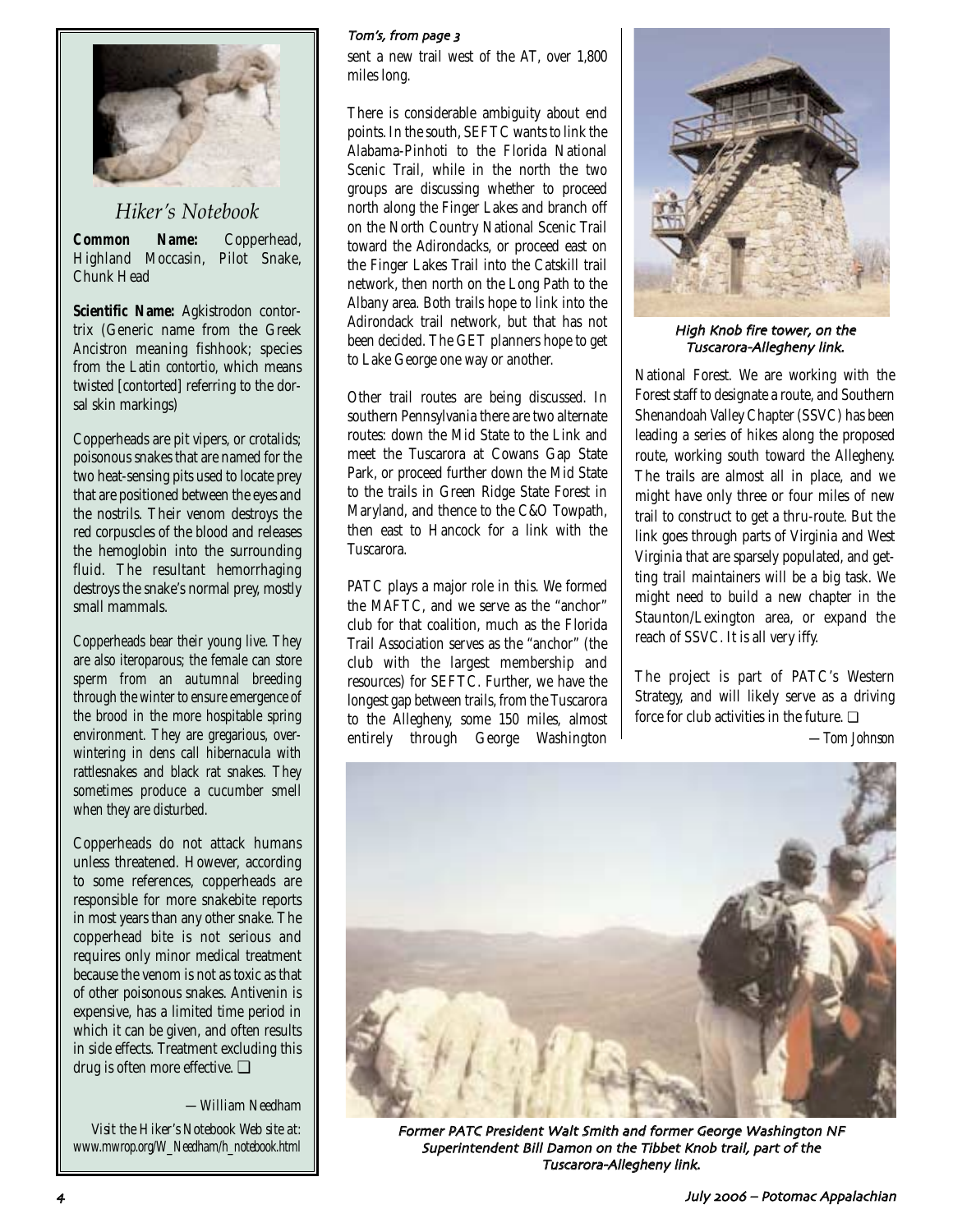## *Hiker's Notebook*

**Common Name:** Copperhead, Highland Moccasin, Pilot Snake, Chunk Head

**Scientific Name:** Agkistrodon contortrix (Generic name from the Greek *Ancistron* meaning fishhook; species from the Latin *contortio*, which means twisted [contorted] referring to the dorsal skin markings)

Copperheads are pit vipers, or crotalids; poisonous snakes that are named for the two heat-sensing pits used to locate prey that are positioned between the eyes and the nostrils. Their venom destroys the red corpuscles of the blood and releases the hemoglobin into the surrounding fluid. The resultant hemorrhaging destroys the snake's normal prey, mostly small mammals.

Copperheads bear their young live. They are also iteroparous; the female can store sperm from an autumnal breeding through the winter to ensure emergence of the brood in the more hospitable spring environment. They are gregarious, overwintering in dens call hibernacula with rattlesnakes and black rat snakes. They sometimes produce a cucumber smell when they are disturbed.

Copperheads do not attack humans unless threatened. However, according to some references, copperheads are responsible for more snakebite reports in most years than any other snake. The copperhead bite is not serious and requires only minor medical treatment because the venom is not as toxic as that of other poisonous snakes. Antivenin is expensive, has a limited time period in which it can be given, and often results in side effects. Treatment excluding this drug is often more effective. ❑

*—William Needham*

*Visit the Hiker's Notebook Web site at: www.mwrop.org/W_Needham/h_notebook.html*

*Tom's, from page 3*

sent a new trail west of the AT, over 1,800 miles long.

There is considerable ambiguity about end points. In the south, SEFTC wants to link the Alabama-Pinhoti to the Florida National Scenic Trail, while in the north the two groups are discussing whether to proceed north along the Finger Lakes and branch off on the North Country National Scenic Trail toward the Adirondacks, or proceed east on the Finger Lakes Trail into the Catskill trail network, then north on the Long Path to the Albany area. Both trails hope to link into the Adirondack trail network, but that has not been decided. The GET planners hope to get to Lake George one way or another.

Other trail routes are being discussed. In southern Pennsylvania there are two alternate routes: down the Mid State to the Link and meet the Tuscarora at Cowans Gap State Park, or proceed further down the Mid State to the trails in Green Ridge State Forest in Maryland, and thence to the C&O Towpath, then east to Hancock for a link with the Tuscarora.

PATC plays a major role in this. We formed the MAFTC, and we serve as the "anchor" club for that coalition, much as the Florida Trail Association serves as the "anchor" (the club with the largest membership and resources) for SEFTC. Further, we have the longest gap between trails, from the Tuscarora to the Allegheny, some 150 miles, almost entirely through George Washington National Forest. We are working with the Forest staff to designate a route, and Southern Shenandoah Valley Chapter (SSVC) has been leading a series of hikes along the proposed route, working south toward the Allegheny. The trails are almost all in place, and we might have only three or four miles of new trail to construct to get a thru-route. But the link goes through parts of Virginia and West Virginia that are sparsely populated, and getting trail maintainers will be a big task. We might need to build a new chapter in the Staunton/Lexington area, or expand the reach of SSVC. It is all very iffy.

The project is part of PATC's Western Strategy, and will likely serve as a driving force for club activities in the future. ❑

*—Tom Johnson*

*High Knob fire tower, on the Tuscarora-Allegheny link.*

*Former PATC President Walt Smith and former George Washington NF Superintendent Bill Damon on the Tibbet Knob trail, part of the Tuscarora-Allegheny link.*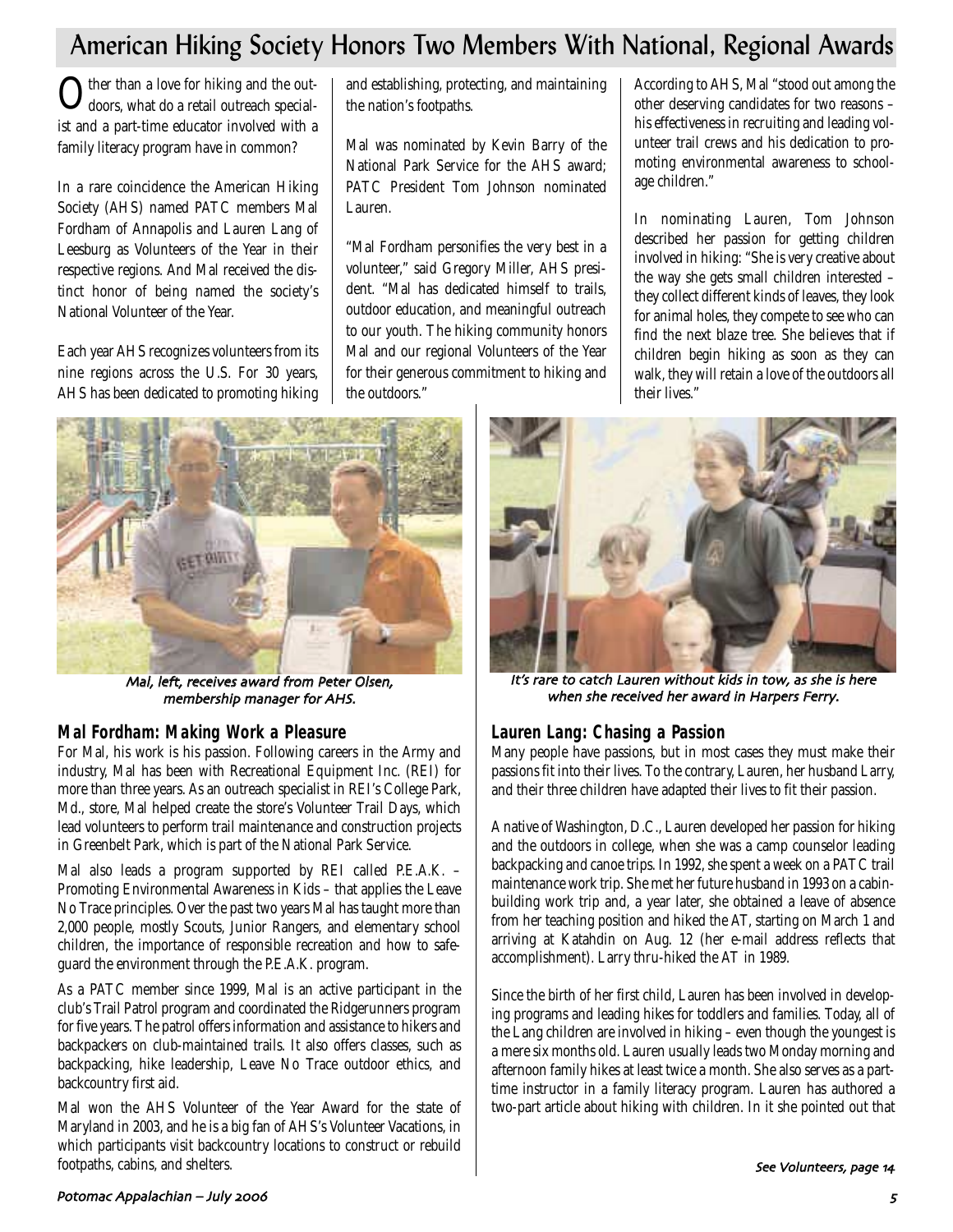# American Hiking Society Honors Two Members With National, Regional Awards

Other than a love for hiking and the outdoors, what do a retail outreach specialist and a part-time educator involved with a family literacy program have in common?

In a rare coincidence the American Hiking Society (AHS) named PATC members Mal Fordham of Annapolis and Lauren Lang of Leesburg as Volunteers of the Year in their respective regions. And Mal received the distinct honor of being named the society's National Volunteer of the Year.

Each year AHS recognizes volunteers from its nine regions across the U.S. For 30 years, AHS has been dedicated to promoting hiking and establishing, protecting, and maintaining the nation's footpaths.

Mal was nominated by Kevin Barry of the National Park Service for the AHS award; PATC President Tom Johnson nominated Lauren.

"Mal Fordham personifies the very best in a volunteer," said Gregory Miller, AHS president. "Mal has dedicated himself to trails, outdoor education, and meaningful outreach to our youth. The hiking community honors Mal and our regional Volunteers of the Year for their generous commitment to hiking and the outdoors."

According to AHS, Mal "stood out among the other deserving candidates for two reasons – his effectiveness in recruiting and leading volunteer trail crews and his dedication to promoting environmental awareness to school-age children."

In nominating Lauren, Tom Johnson described her passion for getting children involved in hiking: "She is very creative about the way she gets small children interested – they collect different kinds of leaves, they look for animal holes, they compete to see who can find the next blaze tree. She believes that if children begin hiking as soon as they can walk, they will retain a love of the outdoors all their lives."

*Mal, left, receives award from Peter Olsen, membership manager for AHS.*

*It's rare to catch Lauren without kids in tow, as she is here when she received her award in Harpers Ferry.*

### Mal Fordham: Making Work a Pleasure

For Mal, his work is his passion. Following careers in the Army and industry, Mal has been with Recreational Equipment Inc. (REI) for more than three years. As an outreach specialist in REI's College Park, Md., store, Mal helped create the store's Volunteer Trail Days, which lead volunteers to perform trail maintenance and construction projects in Greenbelt Park, which is part of the National Park Service.

Mal also leads a program supported by REI called P.E.A.K. – Promoting Environmental Awareness in Kids – that applies the Leave No Trace principles. Over the past two years Mal has taught more than 2,000 people, mostly Scouts, Junior Rangers, and elementary school children, the importance of responsible recreation and how to safeguard the environment through the P.E.A.K. program.

As a PATC member since 1999, Mal is an active participant in the club's Trail Patrol program and coordinated the Ridgerunners program for five years. The patrol offers information and assistance to hikers and backpackers on club-maintained trails. It also offers classes, such as backpacking, hike leadership, Leave No Trace outdoor ethics, and backcountry first aid.

Mal won the AHS Volunteer of the Year Award for the state of Maryland in 2003, and he is a big fan of AHS's Volunteer Vacations, in which participants visit backcountry locations to construct or rebuild footpaths, cabins, and shelters.

### Lauren Lang: Chasing a Passion

Many people have passions, but in most cases they must make their passions fit into their lives. To the contrary, Lauren, her husband Larry, and their three children have adapted their lives to fit their passion.

A native of Washington, D.C., Lauren developed her passion for hiking and the outdoors in college, when she was a camp counselor leading backpacking and canoe trips. In 1992, she spent a week on a PATC trail maintenance work trip. She met her future husband in 1993 on a cabin-building work trip and, a year later, she obtained a leave of absence from her teaching position and hiked the AT, starting on March 1 and arriving at Katahdin on Aug. 12 (her e-mail address reflects that accomplishment). Larry thru-hiked the AT in 1989.

Since the birth of her first child, Lauren has been involved in developing programs and leading hikes for toddlers and families. Today, all of the Lang children are involved in hiking – even though the youngest is a mere six months old. Lauren usually leads two Monday morning and afternoon family hikes at least twice a month. She also serves as a part-time instructor in a family literacy program. Lauren has authored a two-part article about hiking with children. In it she pointed out that

*See Volunteers, page 14*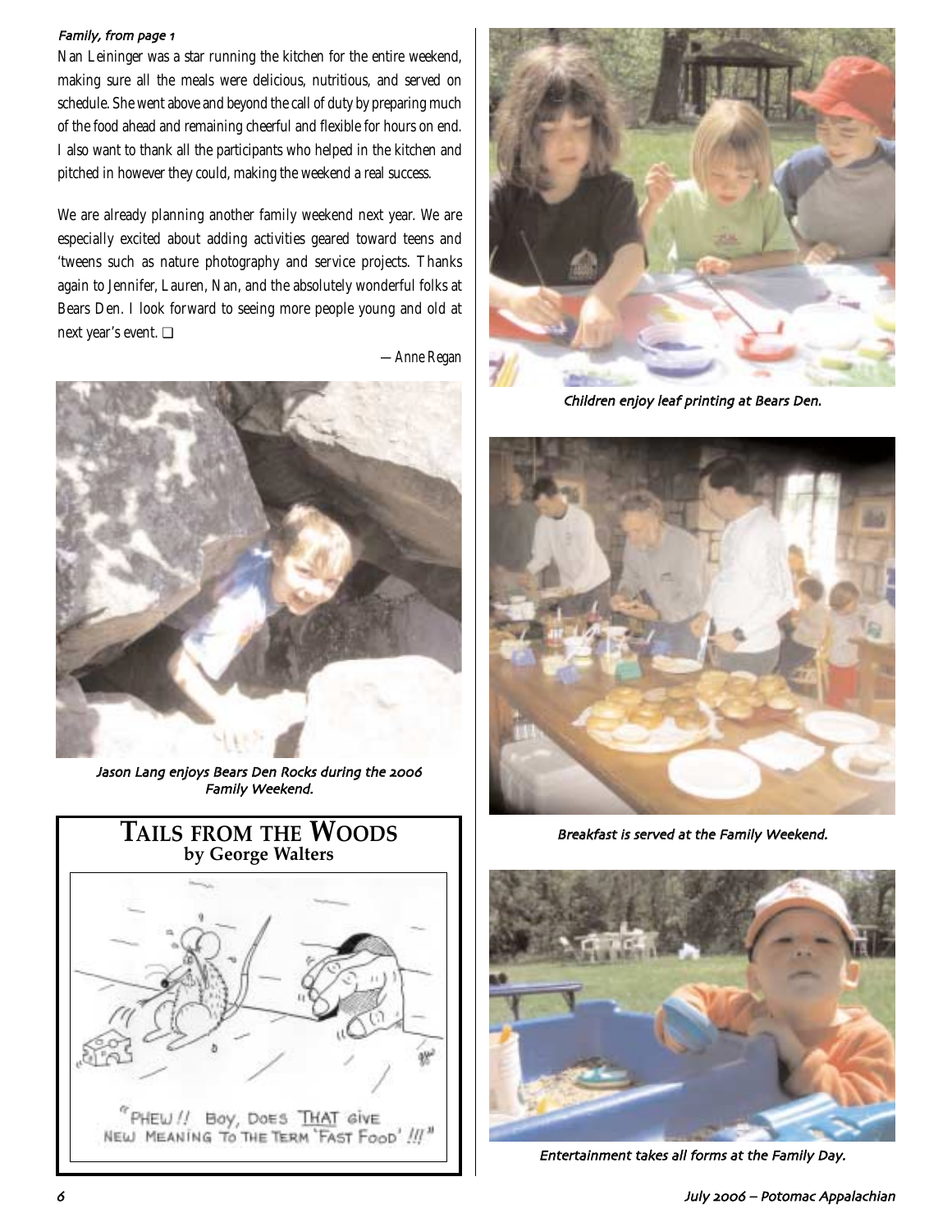*Family, from page 1*

Nan Leininger was a star running the kitchen for the entire weekend, making sure all the meals were delicious, nutritious, and served on schedule. She went above and beyond the call of duty by preparing much of the food ahead and remaining cheerful and flexible for hours on end. I also want to thank all the participants who helped in the kitchen and pitched in however they could, making the weekend a real success.

We are already planning another family weekend next year. We are especially excited about adding activities geared toward teens and 'tweens such as nature photography and service projects. Thanks again to Jennifer, Lauren, Nan, and the absolutely wonderful folks at Bears Den. I look forward to seeing more people young and old at next year's event. ❑

*—Anne Regan*

*Jason Lang enjoys Bears Den Rocks during the 2006 Family Weekend.*

## TAILS FROM THE WOODS
**by George Walters**

"PHEW!! BOY, DOES THAT GIVE NEW MEANING TO THE TERM 'FAST FOOD' !!!"

*Children enjoy leaf printing at Bears Den.*

*Breakfast is served at the Family Weekend.*

*Entertainment takes all forms at the Family Day.*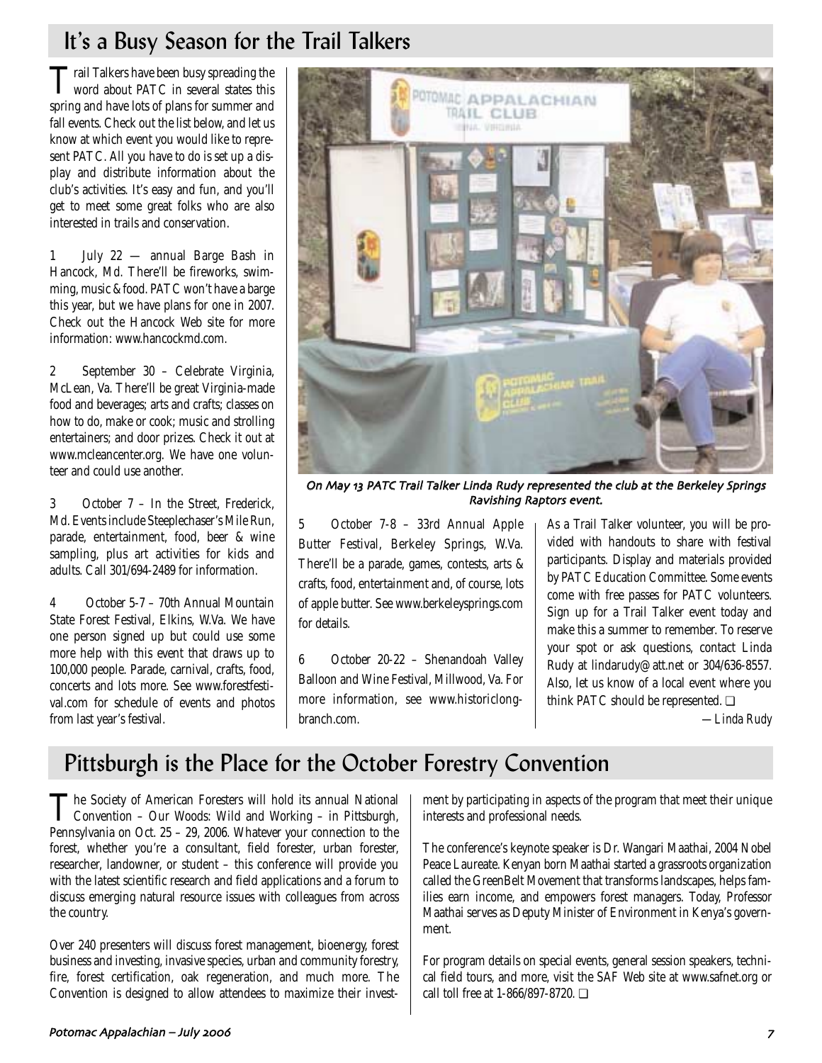## It's a Busy Season for the Trail Talkers

Trail Talkers have been busy spreading the word about PATC in several states this spring and have lots of plans for summer and fall events. Check out the list below, and let us know at which event you would like to represent PATC. All you have to do is set up a display and distribute information about the club's activities. It's easy and fun, and you'll get to meet some great folks who are also interested in trails and conservation.

1 July 22 — annual Barge Bash in Hancock, Md. There'll be fireworks, swimming, music & food. PATC won't have a barge this year, but we have plans for one in 2007. Check out the Hancock Web site for more information: www.hancockmd.com.

2 September 30 – Celebrate Virginia, McLean, Va. There'll be great Virginia-made food and beverages; arts and crafts; classes on how to do, make or cook; music and strolling entertainers; and door prizes. Check it out at www.mcleancenter.org. We have one volunteer and could use another.

3 October 7 – In the Street, Frederick, Md. Events include Steeplechaser's Mile Run, parade, entertainment, food, beer & wine sampling, plus art activities for kids and adults. Call 301/694-2489 for information.

4 October 5-7 – 70th Annual Mountain State Forest Festival, Elkins, W.Va. We have one person signed up but could use some more help with this event that draws up to 100,000 people. Parade, carnival, crafts, food, concerts and lots more. See www.forestfestival.com for schedule of events and photos from last year's festival.

*On May 13 PATC Trail Talker Linda Rudy represented the club at the Berkeley Springs Ravishing Raptors event.*

5 October 7-8 – 33rd Annual Apple Butter Festival, Berkeley Springs, W.Va. There'll be a parade, games, contests, arts & crafts, food, entertainment and, of course, lots of apple butter. See www.berkeleysprings.com for details.

6 October 20-22 – Shenandoah Valley Balloon and Wine Festival, Millwood, Va. For more information, see www.historiclongbranch.com.

As a Trail Talker volunteer, you will be provided with handouts to share with festival participants. Display and materials provided by PATC Education Committee. Some events come with free passes for PATC volunteers. Sign up for a Trail Talker event today and make this a summer to remember. To reserve your spot or ask questions, contact Linda Rudy at lindarudy@att.net or 304/636-8557. Also, let us know of a local event where you think PATC should be represented. ❑

—*Linda Rudy*

## Pittsburgh is the Place for the October Forestry Convention

The Society of American Foresters will hold its annual National Convention – Our Woods: Wild and Working – in Pittsburgh, Pennsylvania on Oct. 25 – 29, 2006. Whatever your connection to the forest, whether you're a consultant, field forester, urban forester, researcher, landowner, or student – this conference will provide you with the latest scientific research and field applications and a forum to discuss emerging natural resource issues with colleagues from across the country.

Over 240 presenters will discuss forest management, bioenergy, forest business and investing, invasive species, urban and community forestry, fire, forest certification, oak regeneration, and much more. The Convention is designed to allow attendees to maximize their investment by participating in aspects of the program that meet their unique interests and professional needs.

The conference's keynote speaker is Dr. Wangari Maathai, 2004 Nobel Peace Laureate. Kenyan born Maathai started a grassroots organization called the GreenBelt Movement that transforms landscapes, helps families earn income, and empowers forest managers. Today, Professor Maathai serves as Deputy Minister of Environment in Kenya's government.

For program details on special events, general session speakers, technical field tours, and more, visit the SAF Web site at www.safnet.org or call toll free at 1-866/897-8720. ❑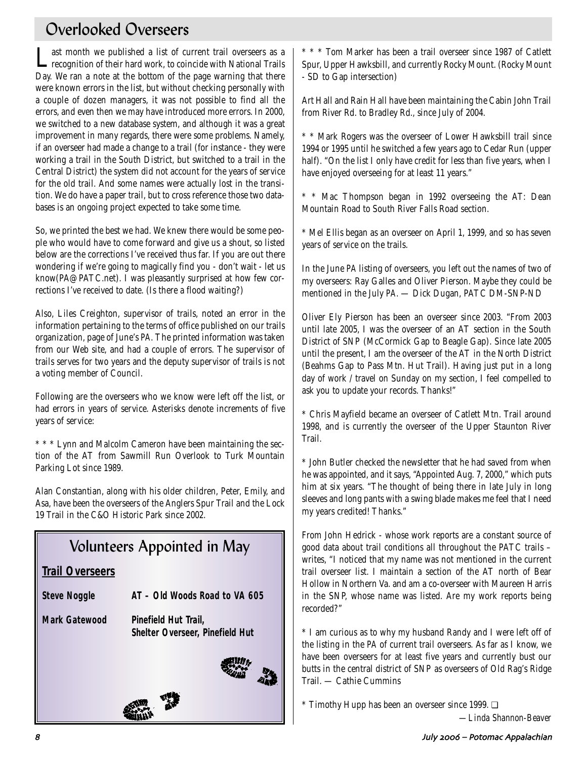# Overlooked Overseers

Last month we published a list of current trail overseers as a recognition of their hard work, to coincide with National Trails Day. We ran a note at the bottom of the page warning that there were known errors in the list, but without checking personally with a couple of dozen managers, it was not possible to find all the errors, and even then we may have introduced more errors. In 2000, we switched to a new database system, and although it was a great improvement in many regards, there were some problems. Namely, if an overseer had made a change to a trail (for instance - they were working a trail in the South District, but switched to a trail in the Central District) the system did not account for the years of service for the old trail. And some names were actually lost in the transition. We do have a paper trail, but to cross reference those two databases is an ongoing project expected to take some time.

So, we printed the best we had. We knew there would be some people who would have to come forward and give us a shout, so listed below are the corrections I've received thus far. If you are out there wondering if we're going to magically find you - don't wait - let us know(PA@PATC.net). I was pleasantly surprised at how few corrections I've received to date. (Is there a flood waiting?)

Also, Liles Creighton, supervisor of trails, noted an error in the information pertaining to the terms of office published on our trails organization, page of June's *PA*. The printed information was taken from our Web site, and had a couple of errors. The supervisor of trails serves for two years and the deputy supervisor of trails is not a voting member of Council.

Following are the overseers who we know were left off the list, or had errors in years of service. Asterisks denote increments of five years of service:

* * * Lynn and Malcolm Cameron have been maintaining the section of the AT from Sawmill Run Overlook to Turk Mountain Parking Lot since 1989.

Alan Constantian, along with his older children, Peter, Emily, and Asa, have been the overseers of the Anglers Spur Trail and the Lock 19 Trail in the C&O Historic Park since 2002.

## Volunteers Appointed in May

**Trail Overseers**

| | |
|---|---|
| **Steve Noggle** | **AT – Old Woods Road to VA 605** |
| **Mark Gatewood** | **Pinefield Hut Trail, Shelter Overseer, Pinefield Hut** |

* * * Tom Marker has been a trail overseer since 1987 of Catlett Spur, Upper Hawksbill, and currently Rocky Mount. (Rocky Mount - SD to Gap intersection)

Art Hall and Rain Hall have been maintaining the Cabin John Trail from River Rd. to Bradley Rd., since July of 2004.

* * Mark Rogers was the overseer of Lower Hawksbill trail since 1994 or 1995 until he switched a few years ago to Cedar Run (upper half). "On the list I only have credit for less than five years, when I have enjoyed overseeing for at least 11 years."

* * Mac Thompson began in 1992 overseeing the AT: Dean Mountain Road to South River Falls Road section.

* Mel Ellis began as an overseer on April 1, 1999, and so has seven years of service on the trails.

In the June *PA* listing of overseers, you left out the names of two of my overseers: Ray Galles and Oliver Pierson. Maybe they could be mentioned in the July *PA*. — Dick Dugan, PATC DM-SNP-ND

Oliver Ely Pierson has been an overseer since 2003. "From 2003 until late 2005, I was the overseer of an AT section in the South District of SNP (McCormick Gap to Beagle Gap). Since late 2005 until the present, I am the overseer of the AT in the North District (Beahms Gap to Pass Mtn. Hut Trail). Having just put in a long day of work / travel on Sunday on my section, I feel compelled to ask you to update your records. Thanks!"

* Chris Mayfield became an overseer of Catlett Mtn. Trail around 1998, and is currently the overseer of the Upper Staunton River Trail.

* John Butler checked the newsletter that he had saved from when he was appointed, and it says, "Appointed Aug. 7, 2000," which puts him at six years. "The thought of being there in late July in long sleeves and long pants with a swing blade makes me feel that I need my years credited! Thanks."

From John Hedrick - whose work reports are a constant source of good data about trail conditions all throughout the PATC trails – writes, "I noticed that my name was not mentioned in the current trail overseer list. I maintain a section of the AT north of Bear Hollow in Northern Va. and am a co-overseer with Maureen Harris in the SNP, whose name was listed. Are my work reports being recorded?"

* I am curious as to why my husband Randy and I were left off of the listing in the *PA* of current trail overseers. As far as I know, we have been overseers for at least five years and currently bust our butts in the central district of SNP as overseers of Old Rag's Ridge Trail. — Cathie Cummins

* Timothy Hupp has been an overseer since 1999. ❑

—Linda Shannon-Beaver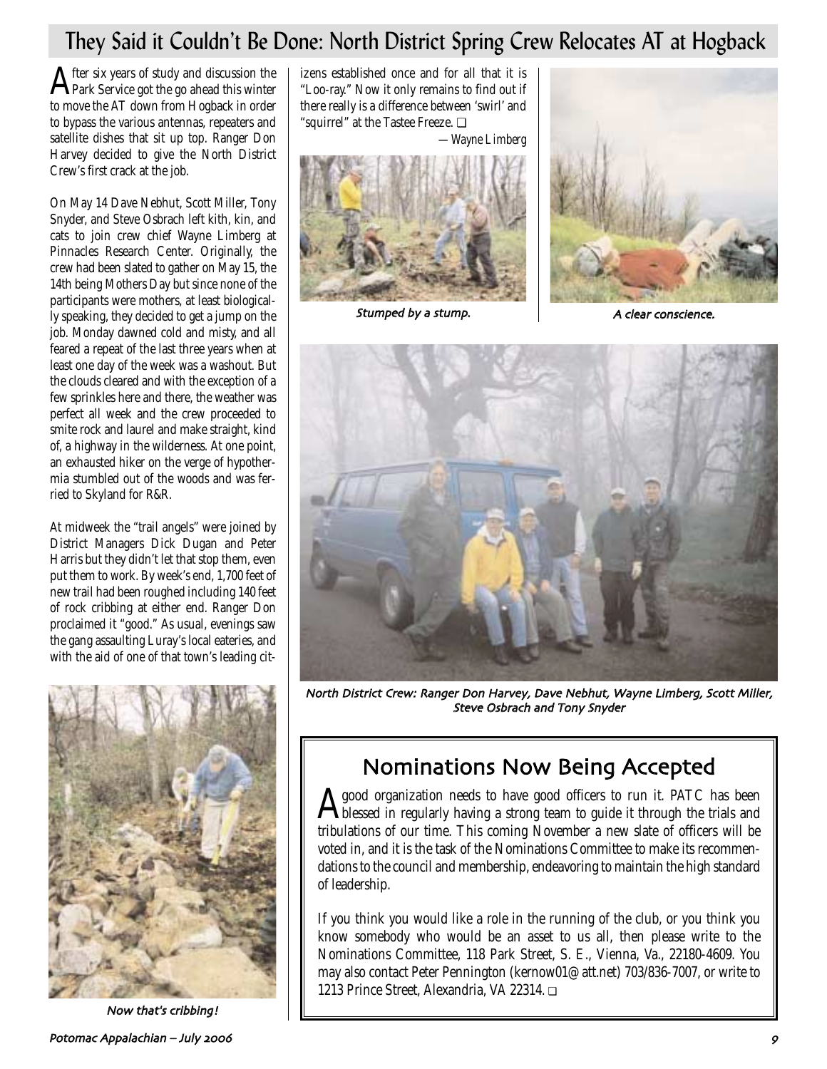# They Said it Couldn't Be Done: North District Spring Crew Relocates AT at Hogback

After six years of study and discussion the Park Service got the go ahead this winter to move the AT down from Hogback in order to bypass the various antennas, repeaters and satellite dishes that sit up top. Ranger Don Harvey decided to give the North District Crew's first crack at the job.

On May 14 Dave Nebhut, Scott Miller, Tony Snyder, and Steve Osbrach left kith, kin, and cats to join crew chief Wayne Limberg at Pinnacles Research Center. Originally, the crew had been slated to gather on May 15, the 14th being Mothers Day but since none of the participants were mothers, at least biologically speaking, they decided to get a jump on the job. Monday dawned cold and misty, and all feared a repeat of the last three years when at least one day of the week was a washout. But the clouds cleared and with the exception of a few sprinkles here and there, the weather was perfect all week and the crew proceeded to smite rock and laurel and make straight, kind of, a highway in the wilderness. At one point, an exhausted hiker on the verge of hypothermia stumbled out of the woods and was ferried to Skyland for R&R.

At midweek the "trail angels" were joined by District Managers Dick Dugan and Peter Harris but they didn't let that stop them, even put them to work. By week's end, 1,700 feet of new trail had been roughed including 140 feet of rock cribbing at either end. Ranger Don proclaimed it "good." As usual, evenings saw the gang assaulting Luray's local eateries, and with the aid of one of that town's leading citizens established once and for all that it is "Loo-ray." Now it only remains to find out if there really is a difference between 'swirl' and "squirrel" at the Tastee Freeze. ❑

*—Wayne Limberg*

Stumped by a stump.

A clear conscience.

Now that's cribbing!

North District Crew: Ranger Don Harvey, Dave Nebhut, Wayne Limberg, Scott Miller, Steve Osbrach and Tony Snyder

## Nominations Now Being Accepted

A good organization needs to have good officers to run it. PATC has been blessed in regularly having a strong team to guide it through the trials and tribulations of our time. This coming November a new slate of officers will be voted in, and it is the task of the Nominations Committee to make its recommendations to the council and membership, endeavoring to maintain the high standard of leadership.

If you think you would like a role in the running of the club, or you think you know somebody who would be an asset to us all, then please write to the Nominations Committee, 118 Park Street, S. E., Vienna, Va., 22180-4609. You may also contact Peter Pennington (kernow01@att.net) 703/836-7007, or write to 1213 Prince Street, Alexandria, VA 22314. ❑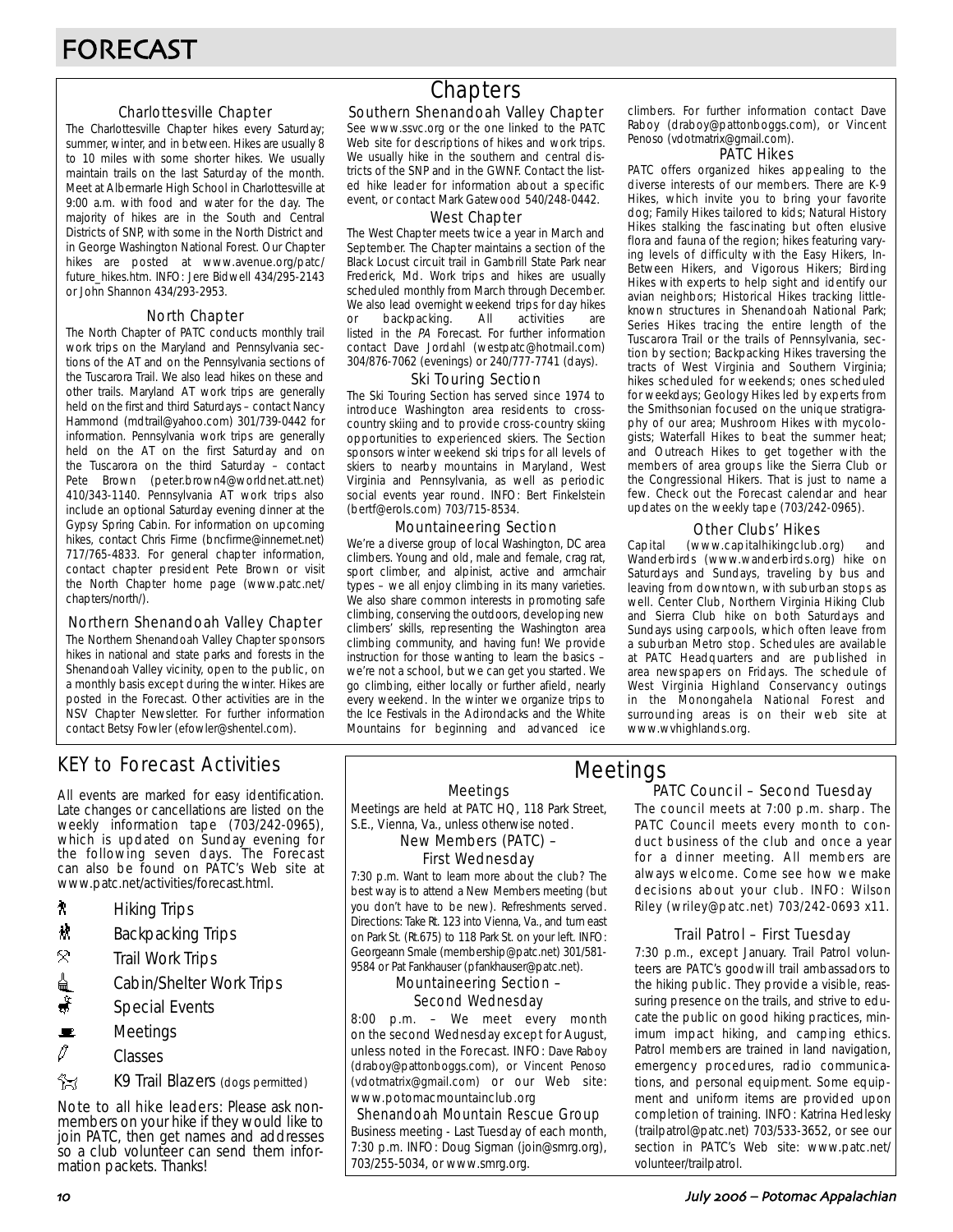# FORECAST

## Chapters

### Charlottesville Chapter

The Charlottesville Chapter hikes every Saturday; summer, winter, and in between. Hikes are usually 8 to 10 miles with some shorter hikes. We usually maintain trails on the last Saturday of the month. Meet at Albemarle High School in Charlottesville at 9:00 a.m. with food and water for the day. The majority of hikes are in the South and Central Districts of SNP, with some in the North District and in George Washington National Forest. Our Chapter hikes are posted at www.avenue.org/patc/future_hikes.htm. INFO: Jere Bidwell 434/295-2143 or John Shannon 434/293-2953.

### North Chapter

The North Chapter of PATC conducts monthly trail work trips on the Maryland and Pennsylvania sections of the AT and on the Pennsylvania sections of the Tuscarora Trail. We also lead hikes on these and other trails. Maryland AT work trips are generally held on the first and third Saturdays – contact Nancy Hammond (mdtrail@yahoo.com) 301/739-0442 for information. Pennsylvania work trips are generally held on the AT on the first Saturday and on the Tuscarora on the third Saturday – contact Pete Brown (peter.brown4@worldnet.att.net) 410/343-1140. Pennsylvania AT work trips also include an optional Saturday evening dinner at the Gypsy Spring Cabin. For information on upcoming hikes, contact Chris Firme (bncfirme@innernet.net) 717/765-4833. For general chapter information, contact chapter president Pete Brown or visit the North Chapter home page (www.patc.net/chapters/north/).

### Northern Shenandoah Valley Chapter

The Northern Shenandoah Valley Chapter sponsors hikes in national and state parks and forests in the Shenandoah Valley vicinity, open to the public, on a monthly basis except during the winter. Hikes are posted in the Forecast. Other activities are in the NSV Chapter Newsletter. For further information contact Betsy Fowler (efowler@shentel.com).

### Southern Shenandoah Valley Chapter

See www.ssvc.org or the one linked to the PATC Web site for descriptions of hikes and work trips. We usually hike in the southern and central districts of the SNP and in the GWNF. Contact the listed hike leader for information about a specific event, or contact Mark Gatewood 540/248-0442.

### West Chapter

The West Chapter meets twice a year in March and September. The Chapter maintains a section of the Black Locust circuit trail in Gambrill State Park near Frederick, Md. Work trips and hikes are usually scheduled monthly from March through December. We also lead overnight weekend trips for day hikes or backpacking. All activities are listed in the *PA* Forecast. For further information contact Dave Jordahl (westpatc@hotmail.com) 304/876-7062 (evenings) or 240/777-7741 (days).

### Ski Touring Section

The Ski Touring Section has served since 1974 to introduce Washington area residents to cross-country skiing and to provide cross-country skiing opportunities to experienced skiers. The Section sponsors winter weekend ski trips for all levels of skiers to nearby mountains in Maryland, West Virginia and Pennsylvania, as well as periodic social events year round. INFO: Bert Finkelstein (bertf@erols.com) 703/715-8534.

### Mountaineering Section

We're a diverse group of local Washington, DC area climbers. Young and old, male and female, crag rat, sport climber, and alpinist, active and armchair types – we all enjoy climbing in its many varieties. We also share common interests in promoting safe climbing, conserving the outdoors, developing new climbers' skills, representing the Washington area climbing community, and having fun! We provide instruction for those wanting to learn the basics – we're not a school, but we can get you started. We go climbing, either locally or further afield, nearly every weekend. In the winter we organize trips to the Ice Festivals in the Adirondacks and the White Mountains for beginning and advanced ice climbers. For further information contact Dave Raboy (draboy@pattonboggs.com), or Vincent Penoso (vdotmatrix@gmail.com).

### PATC Hikes

PATC offers organized hikes appealing to the diverse interests of our members. There are K-9 Hikes, which invite you to bring your favorite dog; Family Hikes tailored to kids; Natural History Hikes stalking the fascinating but often elusive flora and fauna of the region; hikes featuring varying levels of difficulty with the Easy Hikers, In-Between Hikers, and Vigorous Hikers; Birding Hikes with experts to help sight and identify our avian neighbors; Historical Hikes tracking little-known structures in Shenandoah National Park; Series Hikes tracing the entire length of the Tuscarora Trail or the trails of Pennsylvania, section by section; Backpacking Hikes traversing the tracts of West Virginia and Southern Virginia; hikes scheduled for weekends; ones scheduled for weekdays; Geology Hikes led by experts from the Smithsonian focused on the unique stratigraphy of our area; Mushroom Hikes with mycologists; Waterfall Hikes to beat the summer heat; and Outreach Hikes to get together with the members of area groups like the Sierra Club or the Congressional Hikers. That is just to name a few. Check out the Forecast calendar and hear updates on the weekly tape (703/242-0965).

### Other Clubs' Hikes

Capital (www.capitalhikingclub.org) and Wanderbirds (www.wanderbirds.org) hike on Saturdays and Sundays, traveling by bus and leaving from downtown, with suburban stops as well. Center Club, Northern Virginia Hiking Club and Sierra Club hike on both Saturdays and Sundays using carpools, which often leave from a suburban Metro stop. Schedules are available at PATC Headquarters and are published in area newspapers on Fridays. The schedule of West Virginia Highland Conservancy outings in the Monongahela National Forest and surrounding areas is on their web site at www.wvhighlands.org.

## KEY to Forecast Activities

All events are marked for easy identification. Late changes or cancellations are listed on the weekly information tape (703/242-0965), which is updated on Sunday evening for the following seven days. The Forecast can also be found on PATC's Web site at www.patc.net/activities/forecast.html.

- Hiking Trips
- Backpacking Trips
- Trail Work Trips
- Cabin/Shelter Work Trips
- Special Events
- Meetings
- Classes
- K9 Trail Blazers (dogs permitted)

Note to all hike leaders: Please ask non-members on your hike if they would like to join PATC, then get names and addresses so a club volunteer can send them information packets. Thanks!

## Meetings

### Meetings

Meetings are held at PATC HQ, 118 Park Street, S.E., Vienna, Va., unless otherwise noted.

### New Members (PATC) – First Wednesday

7:30 p.m. Want to learn more about the club? The best way is to attend a New Members meeting (but you don't have to be new). Refreshments served. Directions: Take Rt. 123 into Vienna, Va., and turn east on Park St. (Rt.675) to 118 Park St. on your left. INFO: Georgeann Smale (membership@patc.net) 301/581-9584 or Pat Fankhauser (pfankhauser@patc.net).

### Mountaineering Section – Second Wednesday

8:00 p.m. – We meet every month on the second Wednesday except for August, unless noted in the Forecast. INFO: Dave Raboy (draboy@pattonboggs.com), or Vincent Penoso (vdotmatrix@gmail.com) or our Web site: www.potomacmountainclub.org

### Shenandoah Mountain Rescue Group

Business meeting - Last Tuesday of each month, 7:30 p.m. INFO: Doug Sigman (join@smrg.org), 703/255-5034, or www.smrg.org.

### PATC Council – Second Tuesday

The council meets at 7:00 p.m. sharp. The PATC Council meets every month to conduct business of the club and once a year for a dinner meeting. All members are always welcome. Come see how we make decisions about your club. INFO: Wilson Riley (wriley@patc.net) 703/242-0693 x11.

### Trail Patrol – First Tuesday

7:30 p.m., except January. Trail Patrol volunteers are PATC's goodwill trail ambassadors to the hiking public. They provide a visible, reassuring presence on the trails, and strive to educate the public on good hiking practices, minimum impact hiking, and camping ethics. Patrol members are trained in land navigation, emergency procedures, radio communications, and personal equipment. Some equipment and uniform items are provided upon completion of training. INFO: Katrina Hedlesky (trailpatrol@patc.net) 703/533-3652, or see our section in PATC's Web site: www.patc.net/volunteer/trailpatrol.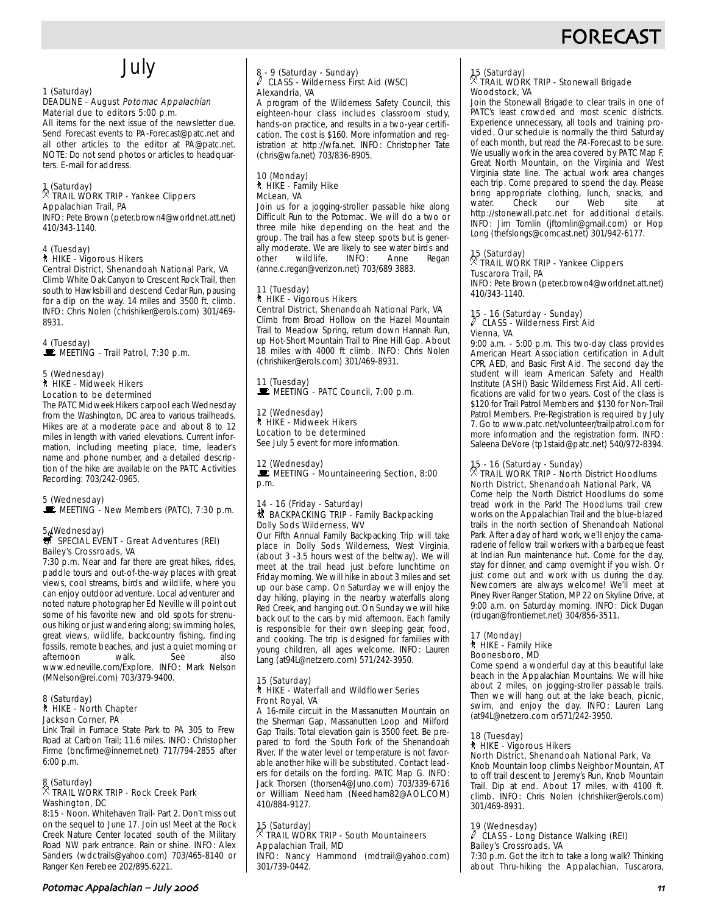# FORECAST

## July

1 (Saturday)
DEADLINE - August *Potomac Appalachian*
Material due to editors 5:00 p.m.
All items for the next issue of the newsletter due. Send Forecast events to PA-Forecast@patc.net and all other articles to the editor at PA@patc.net. NOTE: Do not send photos or articles to headquarters. E-mail for address.

1 (Saturday)
TRAIL WORK TRIP - Yankee Clippers
Appalachian Trail, PA
INFO: Pete Brown (peter.brown4@worldnet.att.net) 410/343-1140.

4 (Tuesday)
HIKE - Vigorous Hikers
Central District, Shenandoah National Park, VA
Climb White Oak Canyon to Crescent Rock Trail, then south to Hawksbill and descend Cedar Run, pausing for a dip on the way. 14 miles and 3500 ft. climb. INFO: Chris Nolen (chrishiker@erols.com) 301/469-8931.

4 (Tuesday)
MEETING - Trail Patrol, 7:30 p.m.

5 (Wednesday)
HIKE - Midweek Hikers
Location to be determined
The PATC Midweek Hikers carpool each Wednesday from the Washington, DC area to various trailheads. Hikes are at a moderate pace and about 8 to 12 miles in length with varied elevations. Current information, including meeting place, time, leader's name and phone number, and a detailed description of the hike are available on the PATC Activities Recording: 703/242-0965.

5 (Wednesday)
MEETING - New Members (PATC), 7:30 p.m.

5 (Wednesday)
SPECIAL EVENT - Great Adventures (REI)
Bailey's Crossroads, VA
7:30 p.m. Near and far there are great hikes, rides, paddle tours and out-of-the-way places with great views, cool streams, birds and wildlife, where you can enjoy outdoor adventure. Local adventurer and noted nature photographer Ed Neville will point out some of his favorite new and old spots for strenuous hiking or just wandering along; swimming holes, great views, wildlife, backcountry fishing, finding fossils, remote beaches, and just a quiet morning or afternoon walk. See also www.edneville.com/Explore. INFO: Mark Nelson (MNelson@rei.com) 703/379-9400.

8 (Saturday)
HIKE - North Chapter
Jackson Corner, PA
Link Trail in Furnace State Park to PA 305 to Frew Road at Carbon Trail; 11.6 miles. INFO: Christopher Firme (bncfirme@innernet.net) 717/794-2855 after 6:00 p.m.

8 (Saturday)
TRAIL WORK TRIP - Rock Creek Park
Washington, DC
8:15 - Noon. Whitehaven Trail- Part 2. Don't miss out on the sequel to June 17. Join us! Meet at the Rock Creek Nature Center located south of the Military Road NW park entrance. Rain or shine. INFO: Alex Sanders (wdctrails@yahoo.com) 703/465-8140 or Ranger Ken Ferebee 202/895.6221.

8 - 9 (Saturday - Sunday)
CLASS - Wilderness First Aid (WSC)
Alexandria, VA
A program of the Wilderness Safety Council, this eighteen-hour class includes classroom study, hands-on practice, and results in a two-year certification. The cost is $160. More information and registration at http://wfa.net. INFO: Christopher Tate (chris@wfa.net) 703/836-8905.

10 (Monday)
HIKE - Family Hike
McLean, VA
Join us for a jogging-stroller passable hike along Difficult Run to the Potomac. We will do a two or three mile hike depending on the heat and the group. The trail has a few steep spots but is generally moderate. We are likely to see water birds and other wildlife. INFO: Anne Regan (anne.c.regan@verizon.net) 703/689 3883.

11 (Tuesday)
HIKE - Vigorous Hikers
Central District, Shenandoah National Park, VA
Climb from Broad Hollow on the Hazel Mountain Trail to Meadow Spring, return down Hannah Run, up Hot-Short Mountain Trail to Pine Hill Gap. About 18 miles with 4000 ft climb. INFO: Chris Nolen (chrishiker@erols.com) 301/469-8931.

11 (Tuesday)
MEETING - PATC Council, 7:00 p.m.

12 (Wednesday)
HIKE - Midweek Hikers
Location to be determined
See July 5 event for more information.

12 (Wednesday)
MEETING - Mountaineering Section, 8:00 p.m.

14 - 16 (Friday - Saturday)
BACKPACKING TRIP - Family Backpacking
Dolly Sods Wilderness, WV
Our Fifth Annual Family Backpacking Trip will take place in Dolly Sods Wilderness, West Virginia. (about 3 -3.5 hours west of the beltway). We will meet at the trail head just before lunchtime on Friday morning. We will hike in about 3 miles and set up our base camp. On Saturday we will enjoy the day hiking, playing in the nearby waterfalls along Red Creek, and hanging out. On Sunday we will hike back out to the cars by mid afternoon. Each family is responsible for their own sleeping gear, food, and cooking. The trip is designed for families with young children, all ages welcome. INFO: Lauren Lang (at94L@netzero.com) 571/242-3950.

15 (Saturday)
HIKE - Waterfall and Wildflower Series
Front Royal, VA
A 16-mile circuit in the Massanutten Mountain on the Sherman Gap, Massanutten Loop and Milford Gap Trails. Total elevation gain is 3500 feet. Be prepared to ford the South Fork of the Shenandoah River. If the water level or temperature is not favorable another hike will be substituted. Contact leaders for details on the fording. PATC Map G. INFO: Jack Thorsen (thorsen4@Juno.com) 703/339-6716 or William Needham (Needham82@AOL.COM) 410/884-9127.

15 (Saturday)
TRAIL WORK TRIP - South Mountaineers
Appalachian Trail, MD
INFO: Nancy Hammond (mdtrail@yahoo.com) 301/739-0442.

15 (Saturday)
TRAIL WORK TRIP - Stonewall Brigade
Woodstock, VA
Join the Stonewall Brigade to clear trails in one of PATC's least crowded and most scenic districts. Experience unnecessary, all tools and training provided. Our schedule is normally the third Saturday of each month, but read the *PA*-Forecast to be sure. We usually work in the area covered by PATC Map F, Great North Mountain, on the Virginia and West Virginia state line. The actual work area changes each trip. Come prepared to spend the day. Please bring appropriate clothing, lunch, snacks, and water. Check our Web site at http://stonewall.patc.net for additional details. INFO: Jim Tomlin (jftomlin@gmail.com) or Hop Long (thefslongs@comcast.net) 301/942-6177.

15 (Saturday)
TRAIL WORK TRIP - Yankee Clippers
Tuscarora Trail, PA
INFO: Pete Brown (peter.brown4@worldnet.att.net) 410/343-1140.

15 - 16 (Saturday - Sunday)
CLASS - Wilderness First Aid
Vienna, VA
9:00 a.m. - 5:00 p.m. This two-day class provides American Heart Association certification in Adult CPR, AED, and Basic First Aid. The second day the student will learn American Safety and Health Institute (ASHI) Basic Wilderness First Aid. All certifications are valid for two years. Cost of the class is $120 for Trail Patrol Members and $130 for Non-Trail Patrol Members. Pre-Registration is required by July 7. Go to www.patc.net/volunteer/trailpatrol.com for more information and the registration form. INFO: Saleena DeVore (tp1staid@patc.net) 540/972-8394.

15 - 16 (Saturday - Sunday)
TRAIL WORK TRIP - North District Hoodlums
North District, Shenandoah National Park, VA
Come help the North District Hoodlums do some tread work in the Park! The Hoodlums trail crew works on the Appalachian Trail and the blue-blazed trails in the north section of Shenandoah National Park. After a day of hard work, we'll enjoy the camaraderie of fellow trail workers with a barbeque feast at Indian Run maintenance hut. Come for the day, stay for dinner, and camp overnight if you wish. Or just come out and work with us during the day. Newcomers are always welcome! We'll meet at Piney River Ranger Station, MP 22 on Skyline Drive, at 9:00 a.m. on Saturday morning. INFO: Dick Dugan (rdugan@frontiernet.net) 304/856-3511.

17 (Monday)
HIKE - Family Hike
Boonesboro, MD
Come spend a wonderful day at this beautiful lake beach in the Appalachian Mountains. We will hike about 2 miles, on jogging-stroller passable trails. Then we will hang out at the lake beach, picnic, swim, and enjoy the day. INFO: Lauren Lang (at94L@netzero.com or571/242-3950.

18 (Tuesday)
HIKE - Vigorous Hikers
North District, Shenandoah National Park, Va
Knob Mountain loop climbs Neighbor Mountain, AT to off trail descent to Jeremy's Run, Knob Mountain Trail. Dip at end. About 17 miles, with 4100 ft. climb. INFO: Chris Nolen (chrishiker@erols.com) 301/469-8931.

19 (Wednesday)
CLASS - Long Distance Walking (REI)
Bailey's Crossroads, VA
7:30 p.m. Got the itch to take a long walk? Thinking about Thru-hiking the Appalachian, Tuscarora,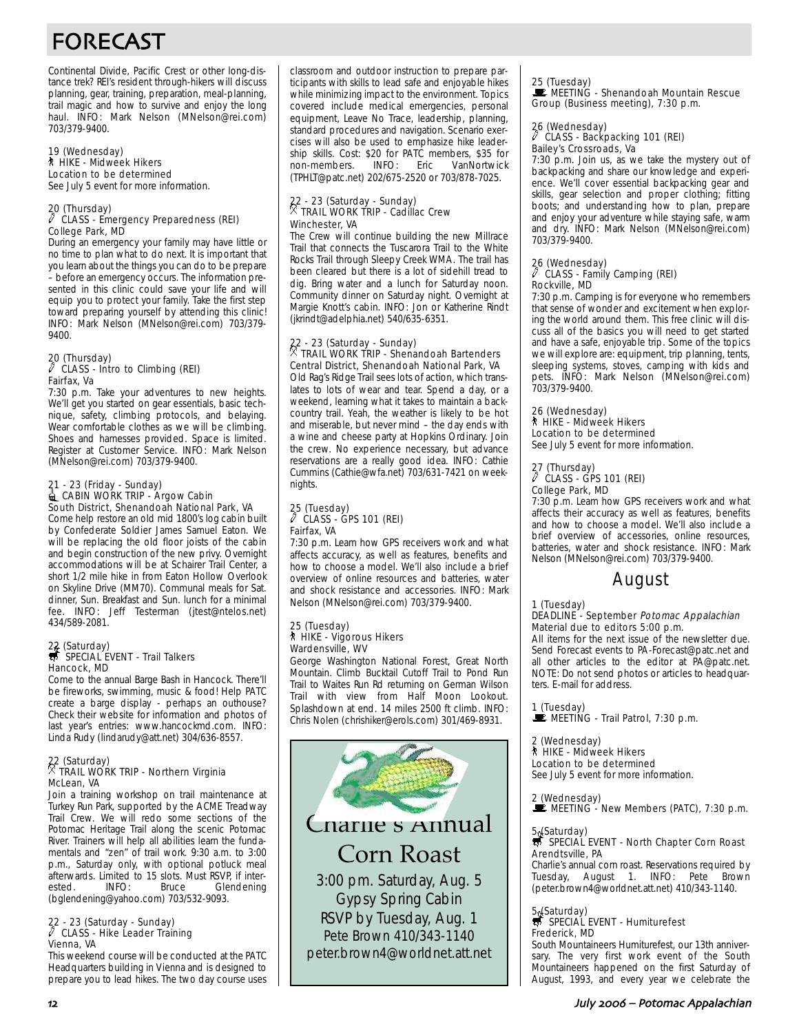# FORECAST

Continental Divide, Pacific Crest or other long-distance trek? REI's resident through-hikers will discuss planning, gear, training, preparation, meal-planning, trail magic and how to survive and enjoy the long haul. INFO: Mark Nelson (MNelson@rei.com) 703/379-9400.

19 (Wednesday)
HIKE - Midweek Hikers
Location to be determined
See July 5 event for more information.

20 (Thursday)
CLASS - Emergency Preparedness (REI)
College Park, MD
During an emergency your family may have little or no time to plan what to do next. It is important that you learn about the things you can do to be prepare – before an emergency occurs. The information presented in this clinic could save your life and will equip you to protect your family. Take the first step toward preparing yourself by attending this clinic! INFO: Mark Nelson (MNelson@rei.com) 703/379-9400.

20 (Thursday)
CLASS - Intro to Climbing (REI)
Fairfax, Va
7:30 p.m. Take your adventures to new heights. We'll get you started on gear essentials, basic technique, safety, climbing protocols, and belaying. Wear comfortable clothes as we will be climbing. Shoes and harnesses provided. Space is limited. Register at Customer Service. INFO: Mark Nelson (MNelson@rei.com) 703/379-9400.

21 - 23 (Friday - Sunday)
CABIN WORK TRIP - Argow Cabin
South District, Shenandoah National Park, VA
Come help restore an old mid 1800's log cabin built by Confederate Soldier James Samuel Eaton. We will be replacing the old floor joists of the cabin and begin construction of the new privy. Overnight accommodations will be at Schairer Trail Center, a short 1/2 mile hike in from Eaton Hollow Overlook on Skyline Drive (MM70). Communal meals for Sat. dinner, Sun. Breakfast and Sun. lunch for a minimal fee. INFO: Jeff Testerman (jtest@ntelos.net) 434/589-2081.

22 (Saturday)
SPECIAL EVENT - Trail Talkers
Hancock, MD
Come to the annual Barge Bash in Hancock. There'll be fireworks, swimming, music & food! Help PATC create a barge display - perhaps an outhouse? Check their website for information and photos of last year's entries: www.hancockmd.com. INFO: Linda Rudy (lindarudy@att.net) 304/636-8557.

22 (Saturday)
TRAIL WORK TRIP - Northern Virginia
McLean, VA
Join a training workshop on trail maintenance at Turkey Run Park, supported by the ACME Treadway Trail Crew. We will redo some sections of the Potomac Heritage Trail along the scenic Potomac River. Trainers will help all abilities learn the fundamentals and "zen" of trail work. 9:30 a.m. to 3:00 p.m., Saturday only, with optional potluck meal afterwards. Limited to 15 slots. Must RSVP, if interested. INFO: Bruce Glendening (bglendening@yahoo.com) 703/532-9093.

22 - 23 (Saturday - Sunday)
CLASS - Hike Leader Training
Vienna, VA
This weekend course will be conducted at the PATC Headquarters building in Vienna and is designed to prepare you to lead hikes. The two day course uses classroom and outdoor instruction to prepare participants with skills to lead safe and enjoyable hikes while minimizing impact to the environment. Topics covered include medical emergencies, personal equipment, Leave No Trace, leadership, planning, standard procedures and navigation. Scenario exercises will also be used to emphasize hike leadership skills. Cost: $20 for PATC members, $35 for non-members. INFO: Eric VanNortwick (TPHLT@patc.net) 202/675-2520 or 703/878-7025.

22 - 23 (Saturday - Sunday)
TRAIL WORK TRIP - Cadillac Crew
Winchester, VA
The Crew will continue building the new Millrace Trail that connects the Tuscarora Trail to the White Rocks Trail through Sleepy Creek WMA. The trail has been cleared but there is a lot of sidehill tread to dig. Bring water and a lunch for Saturday noon. Community dinner on Saturday night. Overnight at Margie Knott's cabin. INFO: Jon or Katherine Rindt (jkrindt@adelphia.net) 540/635-6351.

22 - 23 (Saturday - Sunday)
TRAIL WORK TRIP - Shenandoah Bartenders
Central District, Shenandoah National Park, VA
Old Rag's Ridge Trail sees lots of action, which translates to lots of wear and tear. Spend a day, or a weekend, learning what it takes to maintain a backcountry trail. Yeah, the weather is likely to be hot and miserable, but never mind – the day ends with a wine and cheese party at Hopkins Ordinary. Join the crew. No experience necessary, but advance reservations are a really good idea. INFO: Cathie Cummins (Cathie@wfa.net) 703/631-7421 on weeknights.

25 (Tuesday)
CLASS - GPS 101 (REI)
Fairfax, VA
7:30 p.m. Learn how GPS receivers work and what affects accuracy, as well as features, benefits and how to choose a model. We'll also include a brief overview of online resources and batteries, water and shock resistance and accessories. INFO: Mark Nelson (MNelson@rei.com) 703/379-9400.

25 (Tuesday)
HIKE - Vigorous Hikers
Wardensville, WV
George Washington National Forest, Great North Mountain. Climb Bucktail Cutoff Trail to Pond Run Trail to Waites Run Rd returning on German Wilson Trail with view from Half Moon Lookout. Splashdown at end. 14 miles 2500 ft climb. INFO: Chris Nolen (chrishiker@erols.com) 301/469-8931.

Charlie's Annual Corn Roast
3:00 pm. Saturday, Aug. 5
Gypsy Spring Cabin
RSVP by Tuesday, Aug. 1
Pete Brown 410/343-1140
peter.brown4@worldnet.att.net

25 (Tuesday)
MEETING - Shenandoah Mountain Rescue Group (Business meeting), 7:30 p.m.

26 (Wednesday)
CLASS - Backpacking 101 (REI)
Bailey's Crossroads, Va
7:30 p.m. Join us, as we take the mystery out of backpacking and share our knowledge and experience. We'll cover essential backpacking gear and skills, gear selection and proper clothing; fitting boots; and understanding how to plan, prepare and enjoy your adventure while staying safe, warm and dry. INFO: Mark Nelson (MNelson@rei.com) 703/379-9400.

26 (Wednesday)
CLASS - Family Camping (REI)
Rockville, MD
7:30 p.m. Camping is for everyone who remembers that sense of wonder and excitement when exploring the world around them. This free clinic will discuss all of the basics you will need to get started and have a safe, enjoyable trip. Some of the topics we will explore are: equipment, trip planning, tents, sleeping systems, stoves, camping with kids and pets. INFO: Mark Nelson (MNelson@rei.com) 703/379-9400.

26 (Wednesday)
HIKE - Midweek Hikers
Location to be determined
See July 5 event for more information.

27 (Thursday)
CLASS - GPS 101 (REI)
College Park, MD
7:30 p.m. Learn how GPS receivers work and what affects their accuracy as well as features, benefits and how to choose a model. We'll also include a brief overview of accessories, online resources, batteries, water and shock resistance. INFO: Mark Nelson (MNelson@rei.com) 703/379-9400.

## August

1 (Tuesday)
DEADLINE - September *Potomac Appalachian*
Material due to editors 5:00 p.m.
All items for the next issue of the newsletter due. Send Forecast events to PA-Forecast@patc.net and all other articles to the editor at PA@patc.net. NOTE: Do not send photos or articles to headquarters. E-mail for address.

1 (Tuesday)
MEETING - Trail Patrol, 7:30 p.m.

2 (Wednesday)
HIKE - Midweek Hikers
Location to be determined
See July 5 event for more information.

2 (Wednesday)
MEETING - New Members (PATC), 7:30 p.m.

5 (Saturday)
SPECIAL EVENT - North Chapter Corn Roast
Arendtsville, PA
Charlie's annual corn roast. Reservations required by Tuesday, August 1. INFO: Pete Brown (peter.brown4@worldnet.att.net) 410/343-1140.

5 (Saturday)
SPECIAL EVENT - Humiturefest
Frederick, MD
South Mountaineers Humiturefest, our 13th anniversary. The very first work event of the South Mountaineers happened on the first Saturday of August, 1993, and every year we celebrate the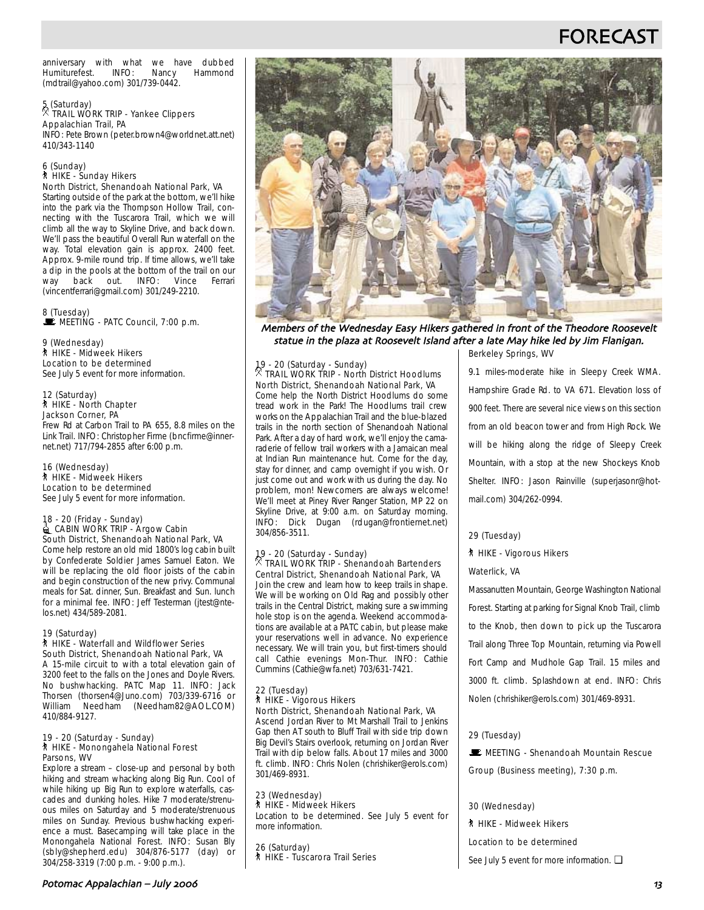anniversary with what we have dubbed Humiturefest. INFO: Nancy Hammond (mdtrail@yahoo.com) 301/739-0442.

5 (Saturday)
TRAIL WORK TRIP - Yankee Clippers
Appalachian Trail, PA
INFO: Pete Brown (peter.brown4@worldnet.att.net) 410/343-1140

6 (Sunday)
HIKE - Sunday Hikers
North District, Shenandoah National Park, VA
Starting outside of the park at the bottom, we'll hike into the park via the Thompson Hollow Trail, connecting with the Tuscarora Trail, which we will climb all the way to Skyline Drive, and back down. We'll pass the beautiful Overall Run waterfall on the way. Total elevation gain is approx. 2400 feet. Approx. 9-mile round trip. If time allows, we'll take a dip in the pools at the bottom of the trail on our way back out. INFO: Vince Ferrari (vincentferrari@gmail.com) 301/249-2210.

8 (Tuesday)
MEETING - PATC Council, 7:00 p.m.

9 (Wednesday)
HIKE - Midweek Hikers
Location to be determined
See July 5 event for more information.

12 (Saturday)
HIKE - North Chapter
Jackson Corner, PA
Frew Rd at Carbon Trail to PA 655, 8.8 miles on the Link Trail. INFO: Christopher Firme (bncfirme@innernet.net) 717/794-2855 after 6:00 p.m.

16 (Wednesday)
HIKE - Midweek Hikers
Location to be determined
See July 5 event for more information.

18 - 20 (Friday - Sunday)
CABIN WORK TRIP - Argow Cabin
South District, Shenandoah National Park, VA
Come help restore an old mid 1800's log cabin built by Confederate Soldier James Samuel Eaton. We will be replacing the old floor joists of the cabin and begin construction of the new privy. Communal meals for Sat. dinner, Sun. Breakfast and Sun. lunch for a minimal fee. INFO: Jeff Testerman (jtest@ntelos.net) 434/589-2081.

19 (Saturday)
HIKE - Waterfall and Wildflower Series
South District, Shenandoah National Park, VA
A 15-mile circuit to with a total elevation gain of 3200 feet to the falls on the Jones and Doyle Rivers. No bushwhacking. PATC Map 11. INFO: Jack Thorsen (thorsen4@Juno.com) 703/339-6716 or William Needham (Needham82@AOL.COM) 410/884-9127.

19 - 20 (Saturday - Sunday)
HIKE - Monongahela National Forest
Parsons, WV
Explore a stream – close-up and personal by both hiking and stream whacking along Big Run. Cool of while hiking up Big Run to explore waterfalls, cascades and dunking holes. Hike 7 moderate/strenuous miles on Saturday and 5 moderate/strenuous miles on Sunday. Previous bushwhacking experience a must. Basecamping will take place in the Monongahela National Forest. INFO: Susan Bly (sbly@shepherd.edu) 304/876-5177 (day) or 304/258-3319 (7:00 p.m. - 9:00 p.m.).

*Members of the Wednesday Easy Hikers gathered in front of the Theodore Roosevelt statue in the plaza at Roosevelt Island after a late May hike led by Jim Flanigan.*

19 - 20 (Saturday - Sunday)
TRAIL WORK TRIP - North District Hoodlums
North District, Shenandoah National Park, VA
Come help the North District Hoodlums do some tread work in the Park! The Hoodlums trail crew works on the Appalachian Trail and the blue-blazed trails in the north section of Shenandoah National Park. After a day of hard work, we'll enjoy the camaraderie of fellow trail workers with a Jamaican meal at Indian Run maintenance hut. Come for the day, stay for dinner, and camp overnight if you wish. Or just come out and work with us during the day. No problem, mon! Newcomers are always welcome! We'll meet at Piney River Ranger Station, MP 22 on Skyline Drive, at 9:00 a.m. on Saturday morning. INFO: Dick Dugan (rdugan@frontiernet.net) 304/856-3511.

19 - 20 (Saturday - Sunday)
TRAIL WORK TRIP - Shenandoah Bartenders
Central District, Shenandoah National Park, VA
Join the crew and learn how to keep trails in shape. We will be working on Old Rag and possibly other trails in the Central District, making sure a swimming hole stop is on the agenda. Weekend accommodations are available at a PATC cabin, but please make your reservations well in advance. No experience necessary. We will train you, but first-timers should call Cathie evenings Mon-Thur. INFO: Cathie Cummins (Cathie@wfa.net) 703/631-7421.

22 (Tuesday)
HIKE - Vigorous Hikers
North District, Shenandoah National Park, VA
Ascend Jordan River to Mt Marshall Trail to Jenkins Gap then AT south to Bluff Trail with side trip down Big Devil's Stairs overlook, returning on Jordan River Trail with dip below falls. About 17 miles and 3000 ft. climb. INFO: Chris Nolen (chrishiker@erols.com) 301/469-8931.

23 (Wednesday)
HIKE - Midweek Hikers
Location to be determined. See July 5 event for more information.

26 (Saturday)
HIKE - Tuscarora Trail Series
Berkeley Springs, WV
9.1 miles-moderate hike in Sleepy Creek WMA. Hampshire Grade Rd. to VA 671. Elevation loss of 900 feet. There are several nice views on this section from an old beacon tower and from High Rock. We will be hiking along the ridge of Sleepy Creek Mountain, with a stop at the new Shockeys Knob Shelter. INFO: Jason Rainville (superjasonr@hotmail.com) 304/262-0994.

29 (Tuesday)
HIKE - Vigorous Hikers
Waterlick, VA
Massanutten Mountain, George Washington National Forest. Starting at parking for Signal Knob Trail, climb to the Knob, then down to pick up the Tuscarora Trail along Three Top Mountain, returning via Powell Fort Camp and Mudhole Gap Trail. 15 miles and 3000 ft. climb. Splashdown at end. INFO: Chris Nolen (chrishiker@erols.com) 301/469-8931.

29 (Tuesday)
MEETING - Shenandoah Mountain Rescue Group (Business meeting), 7:30 p.m.

30 (Wednesday)
HIKE - Midweek Hikers
Location to be determined
See July 5 event for more information. ❑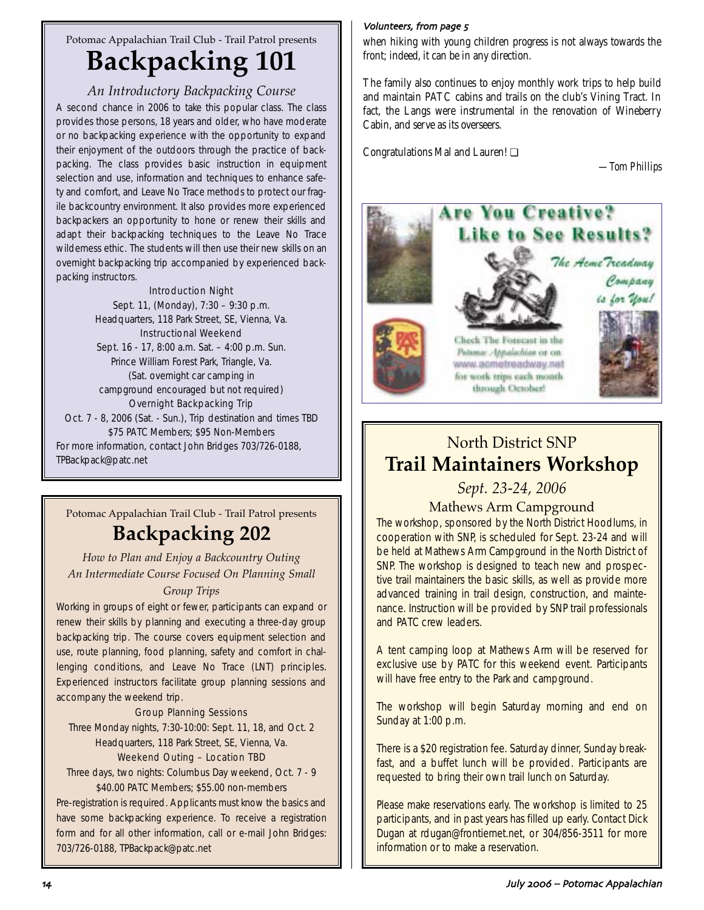Potomac Appalachian Trail Club - Trail Patrol presents

# Backpacking 101

*An Introductory Backpacking Course*

A second chance in 2006 to take this popular class. The class provides those persons, 18 years and older, who have moderate or no backpacking experience with the opportunity to expand their enjoyment of the outdoors through the practice of backpacking. The class provides basic instruction in equipment selection and use, information and techniques to enhance safety and comfort, and Leave No Trace methods to protect our fragile backcountry environment. It also provides more experienced backpackers an opportunity to hone or renew their skills and adapt their backpacking techniques to the Leave No Trace wilderness ethic. The students will then use their new skills on an overnight backpacking trip accompanied by experienced backpacking instructors.

Introduction Night
Sept. 11, (Monday), 7:30 – 9:30 p.m.
Headquarters, 118 Park Street, SE, Vienna, Va.

Instructional Weekend
Sept. 16 - 17, 8:00 a.m. Sat. – 4:00 p.m. Sun.
Prince William Forest Park, Triangle, Va.
(Sat. overnight car camping in campground encouraged but not required)

Overnight Backpacking Trip
Oct. 7 - 8, 2006 (Sat. - Sun.), Trip destination and times TBD
$75 PATC Members; $95 Non-Members

For more information, contact John Bridges 703/726-0188, TPBackpack@patc.net

Potomac Appalachian Trail Club - Trail Patrol presents

# Backpacking 202

*How to Plan and Enjoy a Backcountry Outing*
*An Intermediate Course Focused On Planning Small Group Trips*

Working in groups of eight or fewer, participants can expand or renew their skills by planning and executing a three-day group backpacking trip. The course covers equipment selection and use, route planning, food planning, safety and comfort in challenging conditions, and Leave No Trace (LNT) principles. Experienced instructors facilitate group planning sessions and accompany the weekend trip.

Group Planning Sessions
Three Monday nights, 7:30-10:00: Sept. 11, 18, and Oct. 2
Headquarters, 118 Park Street, SE, Vienna, Va.

Weekend Outing – Location TBD
Three days, two nights: Columbus Day weekend, Oct. 7 - 9
$40.00 PATC Members; $55.00 non-members

Pre-registration is required. Applicants must know the basics and have some backpacking experience. To receive a registration form and for all other information, call or e-mail John Bridges: 703/726-0188, TPBackpack@patc.net

*Volunteers, from page 5*

when hiking with young children progress is not always towards the front; indeed, it can be in any direction.

The family also continues to enjoy monthly work trips to help build and maintain PATC cabins and trails on the club's Vining Tract. In fact, the Langs were instrumental in the renovation of Wineberry Cabin, and serve as its overseers.

Congratulations Mal and Lauren! ❑

—Tom Phillips

**Are You Creative? Like to See Results?**

*The Acme Treadway Company is for You!*

Check The Forecast in the Potomac Appalachian or on www.acmetreadway.net for work trips each month through October!

## North District SNP
# Trail Maintainers Workshop

*Sept. 23-24, 2006*

Mathews Arm Campground

The workshop, sponsored by the North District Hoodlums, in cooperation with SNP, is scheduled for Sept. 23-24 and will be held at Mathews Arm Campground in the North District of SNP. The workshop is designed to teach new and prospective trail maintainers the basic skills, as well as provide more advanced training in trail design, construction, and maintenance. Instruction will be provided by SNP trail professionals and PATC crew leaders.

A tent camping loop at Mathews Arm will be reserved for exclusive use by PATC for this weekend event. Participants will have free entry to the Park and campground.

The workshop will begin Saturday morning and end on Sunday at 1:00 p.m.

There is a $20 registration fee. Saturday dinner, Sunday breakfast, and a buffet lunch will be provided. Participants are requested to bring their own trail lunch on Saturday.

Please make reservations early. The workshop is limited to 25 participants, and in past years has filled up early. Contact Dick Dugan at rdugan@frontiernet.net, or 304/856-3511 for more information or to make a reservation.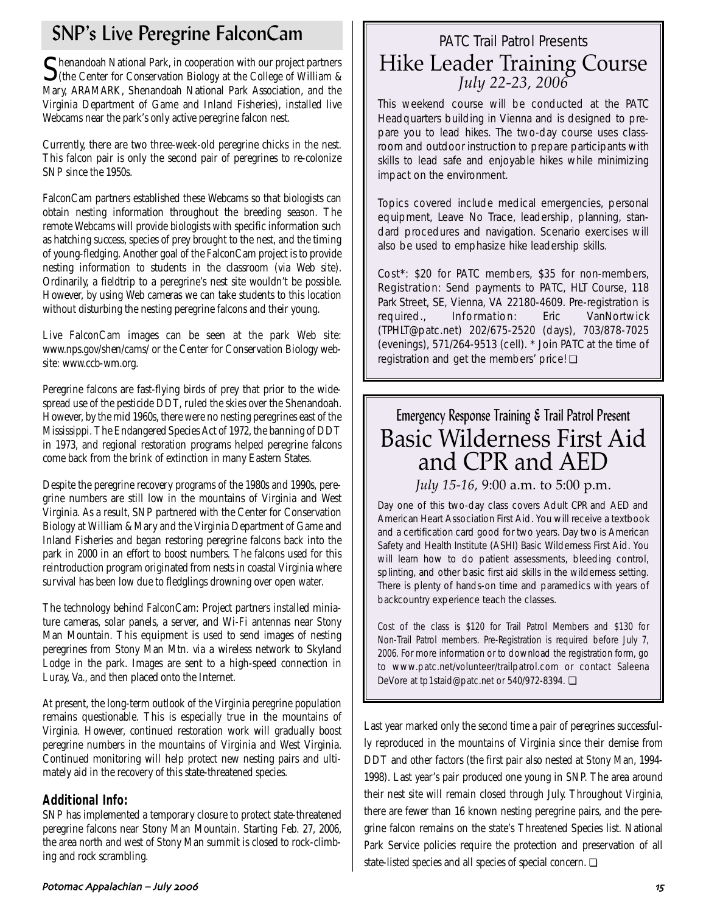# SNP's Live Peregrine FalconCam

Shenandoah National Park, in cooperation with our project partners (the Center for Conservation Biology at the College of William & Mary, ARAMARK, Shenandoah National Park Association, and the Virginia Department of Game and Inland Fisheries), installed live Webcams near the park's only active peregrine falcon nest.

Currently, there are two three-week-old peregrine chicks in the nest. This falcon pair is only the second pair of peregrines to re-colonize SNP since the 1950s.

FalconCam partners established these Webcams so that biologists can obtain nesting information throughout the breeding season. The remote Webcams will provide biologists with specific information such as hatching success, species of prey brought to the nest, and the timing of young-fledging. Another goal of the FalconCam project is to provide nesting information to students in the classroom (via Web site). Ordinarily, a fieldtrip to a peregrine's nest site wouldn't be possible. However, by using Web cameras we can take students to this location without disturbing the nesting peregrine falcons and their young.

Live FalconCam images can be seen at the park Web site: www.nps.gov/shen/cams/ or the Center for Conservation Biology website: www.ccb-wm.org.

Peregrine falcons are fast-flying birds of prey that prior to the widespread use of the pesticide DDT, ruled the skies over the Shenandoah. However, by the mid 1960s, there were no nesting peregrines east of the Mississippi. The Endangered Species Act of 1972, the banning of DDT in 1973, and regional restoration programs helped peregrine falcons come back from the brink of extinction in many Eastern States.

Despite the peregrine recovery programs of the 1980s and 1990s, peregrine numbers are still low in the mountains of Virginia and West Virginia. As a result, SNP partnered with the Center for Conservation Biology at William & Mary and the Virginia Department of Game and Inland Fisheries and began restoring peregrine falcons back into the park in 2000 in an effort to boost numbers. The falcons used for this reintroduction program originated from nests in coastal Virginia where survival has been low due to fledglings drowning over open water.

The technology behind FalconCam: Project partners installed miniature cameras, solar panels, a server, and Wi-Fi antennas near Stony Man Mountain. This equipment is used to send images of nesting peregrines from Stony Man Mtn. via a wireless network to Skyland Lodge in the park. Images are sent to a high-speed connection in Luray, Va., and then placed onto the Internet.

At present, the long-term outlook of the Virginia peregrine population remains questionable. This is especially true in the mountains of Virginia. However, continued restoration work will gradually boost peregrine numbers in the mountains of Virginia and West Virginia. Continued monitoring will help protect new nesting pairs and ultimately aid in the recovery of this state-threatened species.

### Additional Info:

SNP has implemented a temporary closure to protect state-threatened peregrine falcons near Stony Man Mountain. Starting Feb. 27, 2006, the area north and west of Stony Man summit is closed to rock-climbing and rock scrambling.

Last year marked only the second time a pair of peregrines successfully reproduced in the mountains of Virginia since their demise from DDT and other factors (the first pair also nested at Stony Man, 1994-1998). Last year's pair produced one young in SNP. The area around their nest site will remain closed through July. Throughout Virginia, there are fewer than 16 known nesting peregrine pairs, and the peregrine falcon remains on the state's Threatened Species list. National Park Service policies require the protection and preservation of all state-listed species and all species of special concern. ❑

---

PATC Trail Patrol Presents

## Hike Leader Training Course

*July 22-23, 2006*

This weekend course will be conducted at the PATC Headquarters building in Vienna and is designed to prepare you to lead hikes. The two-day course uses classroom and outdoor instruction to prepare participants with skills to lead safe and enjoyable hikes while minimizing impact on the environment.

Topics covered include medical emergencies, personal equipment, Leave No Trace, leadership, planning, standard procedures and navigation. Scenario exercises will also be used to emphasize hike leadership skills.

Cost*: $20 for PATC members, $35 for non-members, Registration: Send payments to PATC, HLT Course, 118 Park Street, SE, Vienna, VA 22180-4609. Pre-registration is required., Information: Eric VanNortwick (TPHLT@patc.net) 202/675-2520 (days), 703/878-7025 (evenings), 571/264-9513 (cell). * Join PATC at the time of registration and get the members' price! ❑

---

Emergency Response Training & Trail Patrol Present

## Basic Wilderness First Aid and CPR and AED

*July 15-16,* 9:00 a.m. to 5:00 p.m.

Day one of this two-day class covers Adult CPR and AED and American Heart Association First Aid. You will receive a textbook and a certification card good for two years. Day two is American Safety and Health Institute (ASHI) Basic Wilderness First Aid. You will learn how to do patient assessments, bleeding control, splinting, and other basic first aid skills in the wilderness setting. There is plenty of hands-on time and paramedics with years of backcountry experience teach the classes.

Cost of the class is $120 for Trail Patrol Members and $130 for Non-Trail Patrol members. Pre-Registration is required before July 7, 2006. For more information or to download the registration form, go to www.patc.net/volunteer/trailpatrol.com or contact Saleena DeVore at tp1staid@patc.net or 540/972-8394. ❑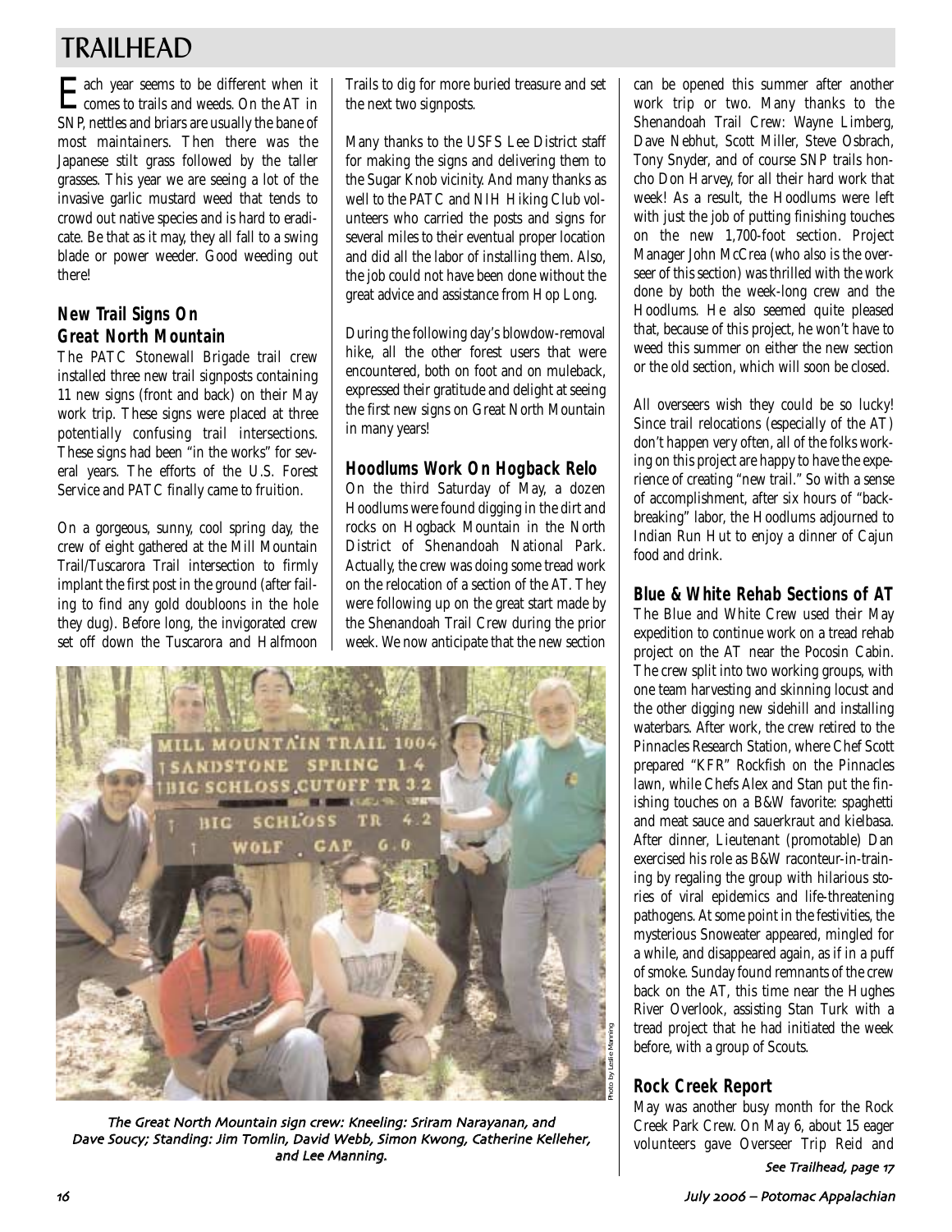# TRAILHEAD

Each year seems to be different when it comes to trails and weeds. On the AT in SNP, nettles and briars are usually the bane of most maintainers. Then there was the Japanese stilt grass followed by the taller grasses. This year we are seeing a lot of the invasive garlic mustard weed that tends to crowd out native species and is hard to eradicate. Be that as it may, they all fall to a swing blade or power weeder. Good weeding out there!

## New Trail Signs On Great North Mountain

The PATC Stonewall Brigade trail crew installed three new trail signposts containing 11 new signs (front and back) on their May work trip. These signs were placed at three potentially confusing trail intersections. These signs had been "in the works" for several years. The efforts of the U.S. Forest Service and PATC finally came to fruition.

On a gorgeous, sunny, cool spring day, the crew of eight gathered at the Mill Mountain Trail/Tuscarora Trail intersection to firmly implant the first post in the ground (after failing to find any gold doubloons in the hole they dug). Before long, the invigorated crew set off down the Tuscarora and Halfmoon Trails to dig for more buried treasure and set the next two signposts.

Many thanks to the USFS Lee District staff for making the signs and delivering them to the Sugar Knob vicinity. And many thanks as well to the PATC and NIH Hiking Club volunteers who carried the posts and signs for several miles to their eventual proper location and did all the labor of installing them. Also, the job could not have been done without the great advice and assistance from Hop Long.

During the following day's blowdow-removal hike, all the other forest users that were encountered, both on foot and on muleback, expressed their gratitude and delight at seeing the first new signs on Great North Mountain in many years!

*The Great North Mountain sign crew: Kneeling: Sriram Narayanan, and Dave Soucy; Standing: Jim Tomlin, David Webb, Simon Kwong, Catherine Kelleher, and Lee Manning.*

Photo by Leslie Manning

## Hoodlums Work On Hogback Relo

On the third Saturday of May, a dozen Hoodlums were found digging in the dirt and rocks on Hogback Mountain in the North District of Shenandoah National Park. Actually, the crew was doing some tread work on the relocation of a section of the AT. They were following up on the great start made by the Shenandoah Trail Crew during the prior week. We now anticipate that the new section can be opened this summer after another work trip or two. Many thanks to the Shenandoah Trail Crew: Wayne Limberg, Dave Nebhut, Scott Miller, Steve Osbrach, Tony Snyder, and of course SNP trails honcho Don Harvey, for all their hard work that week! As a result, the Hoodlums were left with just the job of putting finishing touches on the new 1,700-foot section. Project Manager John McCrea (who also is the overseer of this section) was thrilled with the work done by both the week-long crew and the Hoodlums. He also seemed quite pleased that, because of this project, he won't have to weed this summer on either the new section or the old section, which will soon be closed.

All overseers wish they could be so lucky! Since trail relocations (especially of the AT) don't happen very often, all of the folks working on this project are happy to have the experience of creating "new trail." So with a sense of accomplishment, after six hours of "backbreaking" labor, the Hoodlums adjourned to Indian Run Hut to enjoy a dinner of Cajun food and drink.

## Blue & White Rehab Sections of AT

The Blue and White Crew used their May expedition to continue work on a tread rehab project on the AT near the Pocosin Cabin. The crew split into two working groups, with one team harvesting and skinning locust and the other digging new sidehill and installing waterbars. After work, the crew retired to the Pinnacles Research Station, where Chef Scott prepared "KFR" Rockfish on the Pinnacles lawn, while Chefs Alex and Stan put the finishing touches on a B&W favorite: spaghetti and meat sauce and sauerkraut and kielbasa. After dinner, Lieutenant (promotable) Dan exercised his role as B&W raconteur-in-training by regaling the group with hilarious stories of viral epidemics and life-threatening pathogens. At some point in the festivities, the mysterious Snoweater appeared, mingled for a while, and disappeared again, as if in a puff of smoke. Sunday found remnants of the crew back on the AT, this time near the Hughes River Overlook, assisting Stan Turk with a tread project that he had initiated the week before, with a group of Scouts.

## Rock Creek Report

May was another busy month for the Rock Creek Park Crew. On May 6, about 15 eager volunteers gave Overseer Trip Reid and

*See Trailhead, page 17*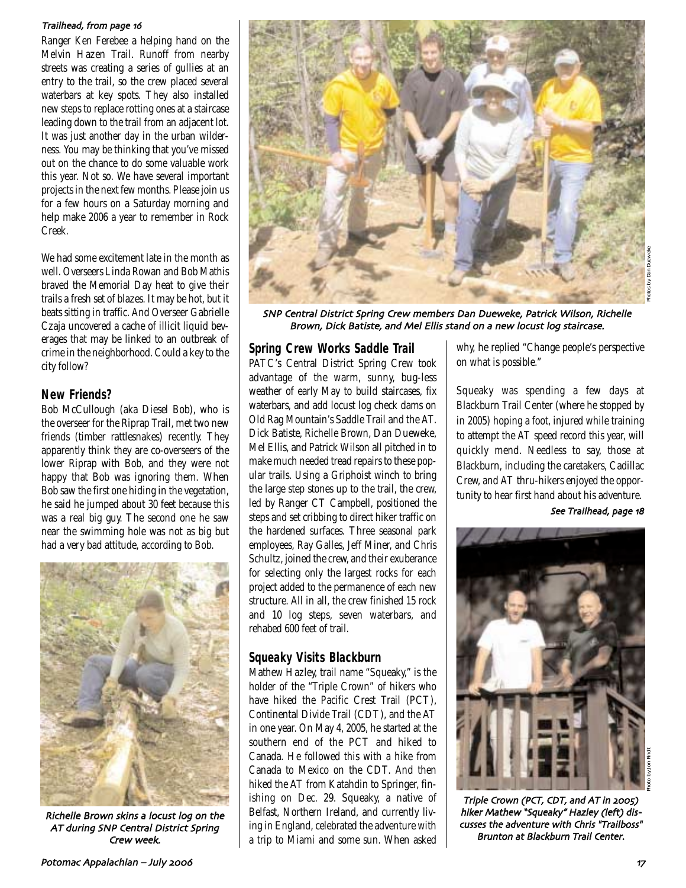*Trailhead, from page 16*

Ranger Ken Ferebee a helping hand on the Melvin Hazen Trail. Runoff from nearby streets was creating a series of gullies at an entry to the trail, so the crew placed several waterbars at key spots. They also installed new steps to replace rotting ones at a staircase leading down to the trail from an adjacent lot. It was just another day in the urban wilderness. You may be thinking that you've missed out on the chance to do some valuable work this year. Not so. We have several important projects in the next few months. Please join us for a few hours on a Saturday morning and help make 2006 a year to remember in Rock Creek.

We had some excitement late in the month as well. Overseers Linda Rowan and Bob Mathis braved the Memorial Day heat to give their trails a fresh set of blazes. It may be hot, but it beats sitting in traffic. And Overseer Gabrielle Czaja uncovered a cache of illicit liquid beverages that may be linked to an outbreak of crime in the neighborhood. Could a key to the city follow?

## New Friends?

Bob McCullough (aka Diesel Bob), who is the overseer for the Riprap Trail, met two new friends (timber rattlesnakes) recently. They apparently think they are co-overseers of the lower Riprap with Bob, and they were not happy that Bob was ignoring them. When Bob saw the first one hiding in the vegetation, he said he jumped about 30 feet because this was a real big guy. The second one he saw near the swimming hole was not as big but had a very bad attitude, according to Bob.

*Richelle Brown skins a locust log on the AT during SNP Central District Spring Crew week.*

*SNP Central District Spring Crew members Dan Dueweke, Patrick Wilson, Richelle Brown, Dick Batiste, and Mel Ellis stand on a new locust log staircase.*

Photos by Dan Dueweke

## Spring Crew Works Saddle Trail

PATC's Central District Spring Crew took advantage of the warm, sunny, bug-less weather of early May to build staircases, fix waterbars, and add locust log check dams on Old Rag Mountain's Saddle Trail and the AT. Dick Batiste, Richelle Brown, Dan Dueweke, Mel Ellis, and Patrick Wilson all pitched in to make much needed tread repairs to these popular trails. Using a Griphoist winch to bring the large step stones up to the trail, the crew, led by Ranger CT Campbell, positioned the steps and set cribbing to direct hiker traffic on the hardened surfaces. Three seasonal park employees, Ray Galles, Jeff Miner, and Chris Schultz, joined the crew, and their exuberance for selecting only the largest rocks for each project added to the permanence of each new structure. All in all, the crew finished 15 rock and 10 log steps, seven waterbars, and rehabed 600 feet of trail.

## Squeaky Visits Blackburn

Mathew Hazley, trail name "Squeaky," is the holder of the "Triple Crown" of hikers who have hiked the Pacific Crest Trail (PCT), Continental Divide Trail (CDT), and the AT in one year. On May 4, 2005, he started at the southern end of the PCT and hiked to Canada. He followed this with a hike from Canada to Mexico on the CDT. And then hiked the AT from Katahdin to Springer, finishing on Dec. 29. Squeaky, a native of Belfast, Northern Ireland, and currently living in England, celebrated the adventure with a trip to Miami and some sun. When asked why, he replied "Change people's perspective on what is possible."

Squeaky was spending a few days at Blackburn Trail Center (where he stopped by in 2005) hoping a foot, injured while training to attempt the AT speed record this year, will quickly mend. Needless to say, those at Blackburn, including the caretakers, Cadillac Crew, and AT thru-hikers enjoyed the opportunity to hear first hand about his adventure.

*See Trailhead, page 18*

*Triple Crown (PCT, CDT, and AT in 2005) hiker Mathew "Squeaky" Hazley (left) discusses the adventure with Chris "Trailboss" Brunton at Blackburn Trail Center.*

Photo by Jon Rindt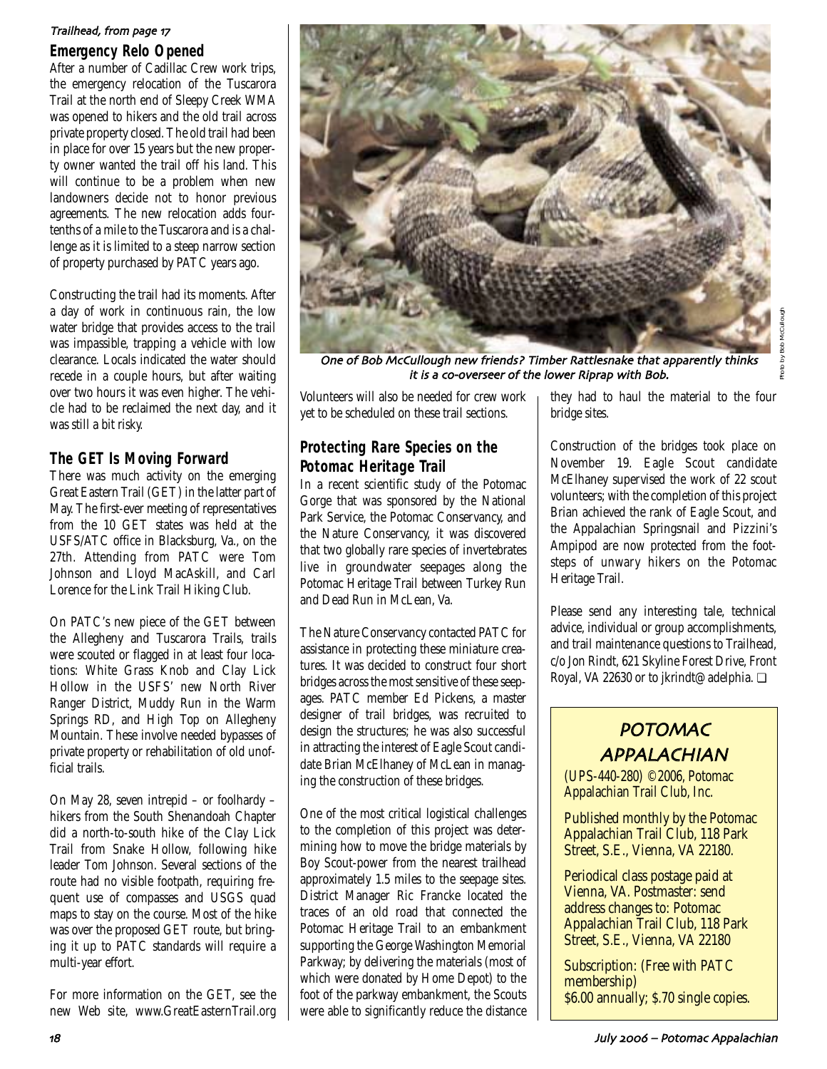*Trailhead, from page 17*

## Emergency Relo Opened

After a number of Cadillac Crew work trips, the emergency relocation of the Tuscarora Trail at the north end of Sleepy Creek WMA was opened to hikers and the old trail across private property closed. The old trail had been in place for over 15 years but the new property owner wanted the trail off his land. This will continue to be a problem when new landowners decide not to honor previous agreements. The new relocation adds four-tenths of a mile to the Tuscarora and is a challenge as it is limited to a steep narrow section of property purchased by PATC years ago.

Constructing the trail had its moments. After a day of work in continuous rain, the low water bridge that provides access to the trail was impassible, trapping a vehicle with low clearance. Locals indicated the water should recede in a couple hours, but after waiting over two hours it was even higher. The vehicle had to be reclaimed the next day, and it was still a bit risky.

## The GET Is Moving Forward

There was much activity on the emerging Great Eastern Trail (GET) in the latter part of May. The first-ever meeting of representatives from the 10 GET states was held at the USFS/ATC office in Blacksburg, Va., on the 27th. Attending from PATC were Tom Johnson and Lloyd MacAskill, and Carl Lorence for the Link Trail Hiking Club.

On PATC's new piece of the GET between the Allegheny and Tuscarora Trails, trails were scouted or flagged in at least four locations: White Grass Knob and Clay Lick Hollow in the USFS' new North River Ranger District, Muddy Run in the Warm Springs RD, and High Top on Allegheny Mountain. These involve needed bypasses of private property or rehabilitation of old unofficial trails.

On May 28, seven intrepid – or foolhardy – hikers from the South Shenandoah Chapter did a north-to-south hike of the Clay Lick Trail from Snake Hollow, following hike leader Tom Johnson. Several sections of the route had no visible footpath, requiring frequent use of compasses and USGS quad maps to stay on the course. Most of the hike was over the proposed GET route, but bringing it up to PATC standards will require a multi-year effort.

For more information on the GET, see the new Web site, www.GreatEasternTrail.org

*One of Bob McCullough new friends? Timber Rattlesnake that apparently thinks it is a co-overseer of the lower Riprap with Bob.*

Photo by Bob McCullough

Volunteers will also be needed for crew work yet to be scheduled on these trail sections.

## Protecting Rare Species on the Potomac Heritage Trail

In a recent scientific study of the Potomac Gorge that was sponsored by the National Park Service, the Potomac Conservancy, and the Nature Conservancy, it was discovered that two globally rare species of invertebrates live in groundwater seepages along the Potomac Heritage Trail between Turkey Run and Dead Run in McLean, Va.

The Nature Conservancy contacted PATC for assistance in protecting these miniature creatures. It was decided to construct four short bridges across the most sensitive of these seepages. PATC member Ed Pickens, a master designer of trail bridges, was recruited to design the structures; he was also successful in attracting the interest of Eagle Scout candidate Brian McElhaney of McLean in managing the construction of these bridges.

One of the most critical logistical challenges to the completion of this project was determining how to move the bridge materials by Boy Scout-power from the nearest trailhead approximately 1.5 miles to the seepage sites. District Manager Ric Francke located the traces of an old road that connected the Potomac Heritage Trail to an embankment supporting the George Washington Memorial Parkway; by delivering the materials (most of which were donated by Home Depot) to the foot of the parkway embankment, the Scouts were able to significantly reduce the distance they had to haul the material to the four bridge sites.

Construction of the bridges took place on November 19. Eagle Scout candidate McElhaney supervised the work of 22 scout volunteers; with the completion of this project Brian achieved the rank of Eagle Scout, and the Appalachian Springsnail and Pizzini's Ampipod are now protected from the footsteps of unwary hikers on the Potomac Heritage Trail.

Please send any interesting tale, technical advice, individual or group accomplishments, and trail maintenance questions to Trailhead, c/o Jon Rindt, 621 Skyline Forest Drive, Front Royal, VA 22630 or to jkrindt@adelphia. ❑

## POTOMAC APPALACHIAN

(UPS-440-280) ©2006, Potomac Appalachian Trail Club, Inc.

Published monthly by the Potomac Appalachian Trail Club, 118 Park Street, S.E., Vienna, VA 22180.

Periodical class postage paid at Vienna, VA. Postmaster: send address changes to: Potomac Appalachian Trail Club, 118 Park Street, S.E., Vienna, VA 22180

Subscription: (Free with PATC membership) $6.00 annually; $.70 single copies.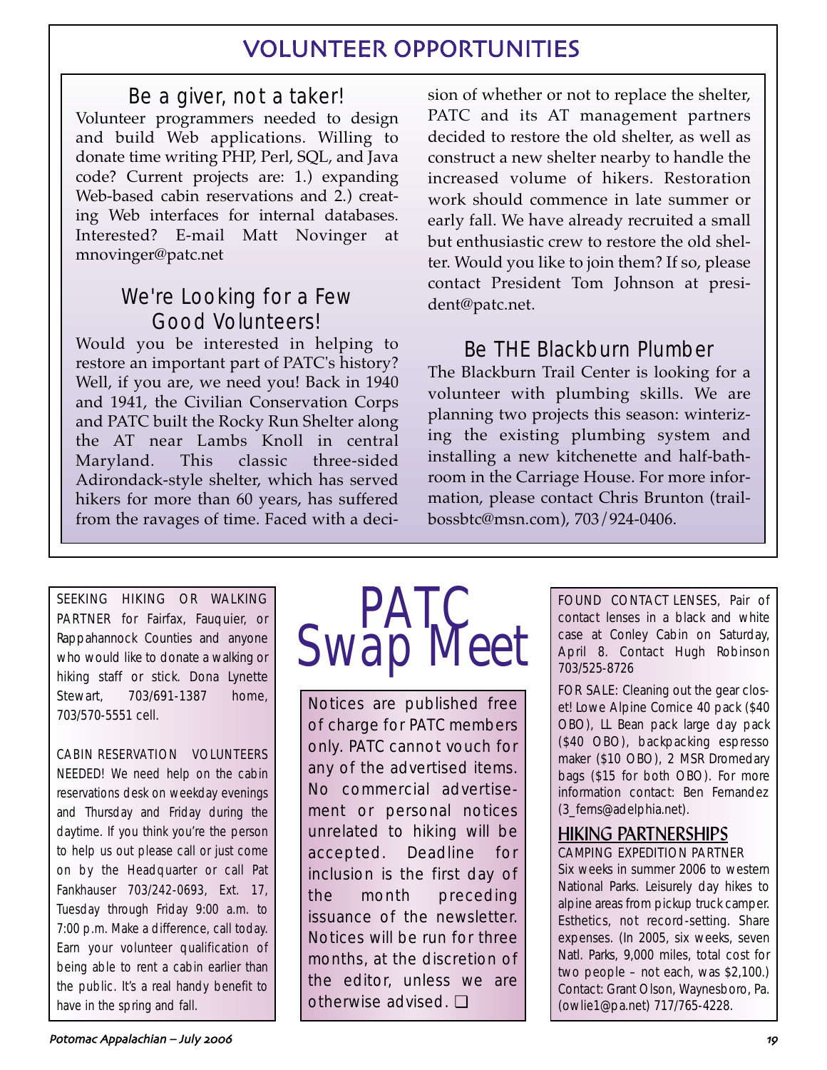# VOLUNTEER OPPORTUNITIES

## Be a giver, not a taker!

Volunteer programmers needed to design and build Web applications. Willing to donate time writing PHP, Perl, SQL, and Java code? Current projects are: 1.) expanding Web-based cabin reservations and 2.) creating Web interfaces for internal databases. Interested? E-mail Matt Novinger at mnovinger@patc.net

## We're Looking for a Few Good Volunteers!

Would you be interested in helping to restore an important part of PATC's history? Well, if you are, we need you! Back in 1940 and 1941, the Civilian Conservation Corps and PATC built the Rocky Run Shelter along the AT near Lambs Knoll in central Maryland. This classic three-sided Adirondack-style shelter, which has served hikers for more than 60 years, has suffered from the ravages of time. Faced with a decision of whether or not to replace the shelter, PATC and its AT management partners decided to restore the old shelter, as well as construct a new shelter nearby to handle the increased volume of hikers. Restoration work should commence in late summer or early fall. We have already recruited a small but enthusiastic crew to restore the old shelter. Would you like to join them? If so, please contact President Tom Johnson at president@patc.net.

## Be THE Blackburn Plumber

The Blackburn Trail Center is looking for a volunteer with plumbing skills. We are planning two projects this season: winterizing the existing plumbing system and installing a new kitchenette and half-bathroom in the Carriage House. For more information, please contact Chris Brunton (trailbossbtc@msn.com), 703/924-0406.

# PATC Swap Meet

Notices are published free of charge for PATC members only. PATC cannot vouch for any of the advertised items. No commercial advertisement or personal notices unrelated to hiking will be accepted. Deadline for inclusion is the first day of the month preceding issuance of the newsletter. Notices will be run for three months, at the discretion of the editor, unless we are otherwise advised. ❑

SEEKING HIKING OR WALKING PARTNER for Fairfax, Fauquier, or Rappahannock Counties and anyone who would like to donate a walking or hiking staff or stick. Dona Lynette Stewart, 703/691-1387 home, 703/570-5551 cell.

CABIN RESERVATION VOLUNTEERS NEEDED! We need help on the cabin reservations desk on weekday evenings and Thursday and Friday during the daytime. If you think you're the person to help us out please call or just come on by the Headquarter or call Pat Fankhauser 703/242-0693, Ext. 17, Tuesday through Friday 9:00 a.m. to 7:00 p.m. Make a difference, call today. Earn your volunteer qualification of being able to rent a cabin earlier than the public. It's a real handy benefit to have in the spring and fall.

FOUND CONTACT LENSES, Pair of contact lenses in a black and white case at Conley Cabin on Saturday, April 8. Contact Hugh Robinson 703/525-8726

FOR SALE: Cleaning out the gear closet! Lowe Alpine Cornice 40 pack ($40 OBO), LL Bean pack large day pack ($40 OBO), backpacking espresso maker ($10 OBO), 2 MSR Dromedary bags ($15 for both OBO). For more information contact: Ben Fernandez (3_ferns@adelphia.net).

## HIKING PARTNERSHIPS

CAMPING EXPEDITION PARTNER Six weeks in summer 2006 to western National Parks. Leisurely day hikes to alpine areas from pickup truck camper. Esthetics, not record-setting. Share expenses. (In 2005, six weeks, seven Natl. Parks, 9,000 miles, total cost for two people – not each, was $2,100.) Contact: Grant Olson, Waynesboro, Pa. (owlie1@pa.net) 717/765-4228.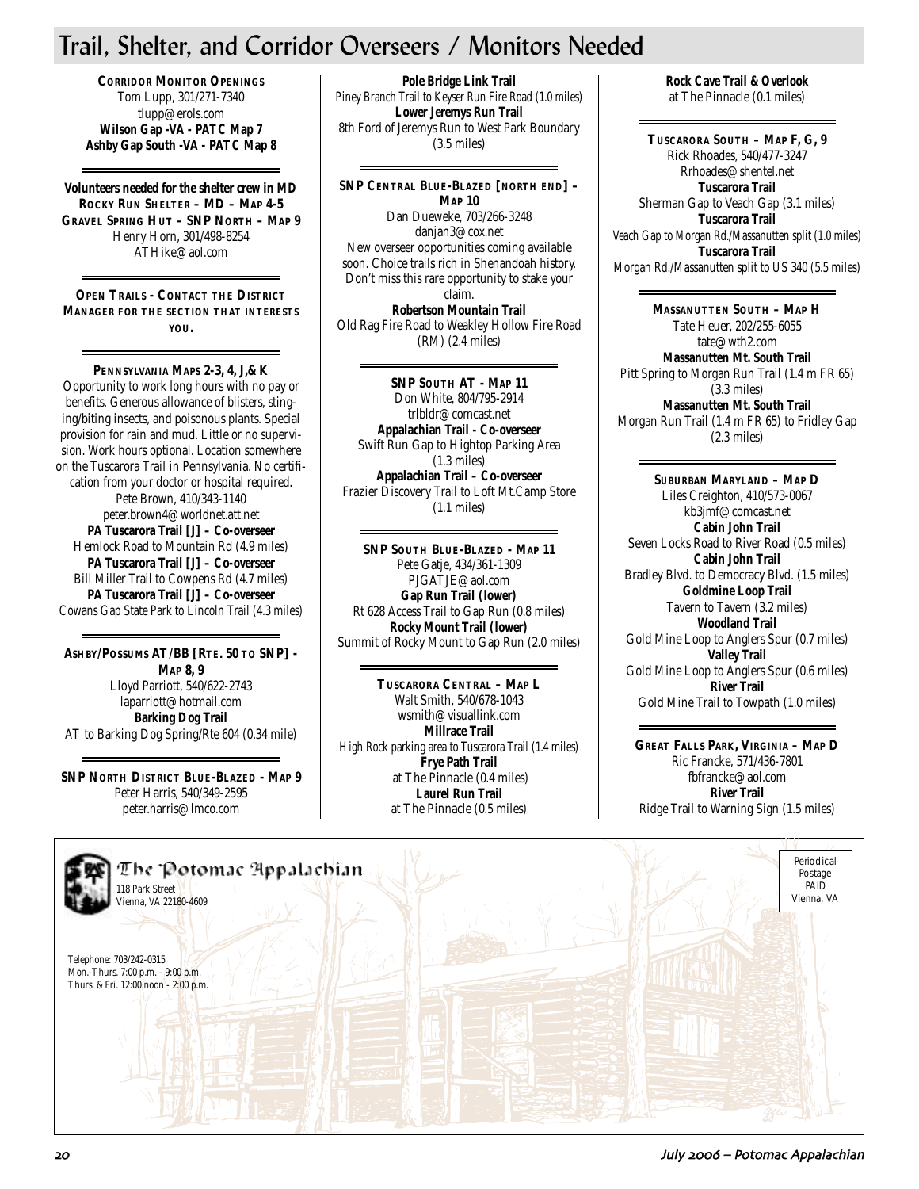# Trail, Shelter, and Corridor Overseers / Monitors Needed

**CORRIDOR MONITOR OPENINGS**
Tom Lupp, 301/271-7340
tlupp@erols.com
**Wilson Gap -VA - PATC Map 7**
**Ashby Gap South -VA - PATC Map 8**

**Volunteers needed for the shelter crew in MD**
**ROCKY RUN SHELTER – MD – MAP 4-5**
**GRAVEL SPRING HUT – SNP NORTH – MAP 9**
Henry Horn, 301/498-8254
ATHike@aol.com

**OPEN TRAILS - CONTACT THE DISTRICT MANAGER FOR THE SECTION THAT INTERESTS YOU.**

**PENNSYLVANIA MAPS 2-3, 4, J,& K**
Opportunity to work long hours with no pay or benefits. Generous allowance of blisters, stinging/biting insects, and poisonous plants. Special provision for rain and mud. Little or no supervision. Work hours optional. Location somewhere on the Tuscarora Trail in Pennsylvania. No certification from your doctor or hospital required.
Pete Brown, 410/343-1140
peter.brown4@worldnet.att.net
**PA Tuscarora Trail [J] – Co-overseer**
Hemlock Road to Mountain Rd (4.9 miles)
**PA Tuscarora Trail [J] – Co-overseer**
Bill Miller Trail to Cowpens Rd (4.7 miles)
**PA Tuscarora Trail [J] – Co-overseer**
Cowans Gap State Park to Lincoln Trail (4.3 miles)

**ASHBY/POSSUMS AT/BB [RTE. 50 TO SNP] - MAP 8, 9**
Lloyd Parriott, 540/622-2743
laparriott@hotmail.com
**Barking Dog Trail**
AT to Barking Dog Spring/Rte 604 (0.34 mile)

**SNP NORTH DISTRICT BLUE-BLAZED - MAP 9**
Peter Harris, 540/349-2595
peter.harris@lmco.com
**Pole Bridge Link Trail**
*Piney Branch Trail to Keyser Run Fire Road (1.0 miles)*
**Lower Jeremys Run Trail**
8th Ford of Jeremys Run to West Park Boundary (3.5 miles)

**SNP CENTRAL BLUE-BLAZED [NORTH END] – MAP 10**
Dan Dueweke, 703/266-3248
danjan3@cox.net
New overseer opportunities coming available soon. Choice trails rich in Shenandoah history. Don't miss this rare opportunity to stake your claim.
**Robertson Mountain Trail**
Old Rag Fire Road to Weakley Hollow Fire Road (RM) (2.4 miles)

**SNP SOUTH AT - MAP 11**
Don White, 804/795-2914
trlbldr@comcast.net
**Appalachian Trail - Co-overseer**
Swift Run Gap to Hightop Parking Area (1.3 miles)
**Appalachian Trail – Co-overseer**
Frazier Discovery Trail to Loft Mt.Camp Store (1.1 miles)

**SNP SOUTH BLUE-BLAZED - MAP 11**
Pete Gatje, 434/361-1309
PJGATJE@aol.com
**Gap Run Trail (lower)**
Rt 628 Access Trail to Gap Run (0.8 miles)
**Rocky Mount Trail (lower)**
Summit of Rocky Mount to Gap Run (2.0 miles)

**TUSCARORA CENTRAL – MAP L**
Walt Smith, 540/678-1043
wsmith@visuallink.com
**Millrace Trail**
*High Rock parking area to Tuscarora Trail (1.4 miles)*
**Frye Path Trail**
at The Pinnacle (0.4 miles)
**Laurel Run Trail**
at The Pinnacle (0.5 miles)
**Rock Cave Trail & Overlook**
at The Pinnacle (0.1 miles)

**TUSCARORA SOUTH – MAP F, G, 9**
Rick Rhoades, 540/477-3247
Rrhoades@shentel.net
**Tuscarora Trail**
Sherman Gap to Veach Gap (3.1 miles)
**Tuscarora Trail**
*Veach Gap to Morgan Rd./Massanutten split (1.0 miles)*
**Tuscarora Trail**
*Morgan Rd./Massanutten split to US 340 (5.5 miles)*

**MASSANUTTEN SOUTH – MAP H**
Tate Heuer, 202/255-6055
tate@wth2.com
**Massanutten Mt. South Trail**
Pitt Spring to Morgan Run Trail (1.4 m FR 65) (3.3 miles)
**Massanutten Mt. South Trail**
Morgan Run Trail (1.4 m FR 65) to Fridley Gap (2.3 miles)

**SUBURBAN MARYLAND – MAP D**
Liles Creighton, 410/573-0067
kb3jmf@comcast.net
**Cabin John Trail**
Seven Locks Road to River Road (0.5 miles)
**Cabin John Trail**
Bradley Blvd. to Democracy Blvd. (1.5 miles)
**Goldmine Loop Trail**
Tavern to Tavern (3.2 miles)
**Woodland Trail**
Gold Mine Loop to Anglers Spur (0.7 miles)
**Valley Trail**
Gold Mine Loop to Anglers Spur (0.6 miles)
**River Trail**
Gold Mine Trail to Towpath (1.0 miles)

**GREAT FALLS PARK, VIRGINIA – MAP D**
Ric Francke, 571/436-7801
fbfrancke@aol.com
**River Trail**
Ridge Trail to Warning Sign (1.5 miles)

---

The Potomac Appalachian
118 Park Street
Vienna, VA 22180-4609

Periodical Postage PAID Vienna, VA

Telephone: 703/242-0315
Mon.-Thurs. 7:00 p.m. - 9:00 p.m.
Thurs. & Fri. 12:00 noon - 2:00 p.m.